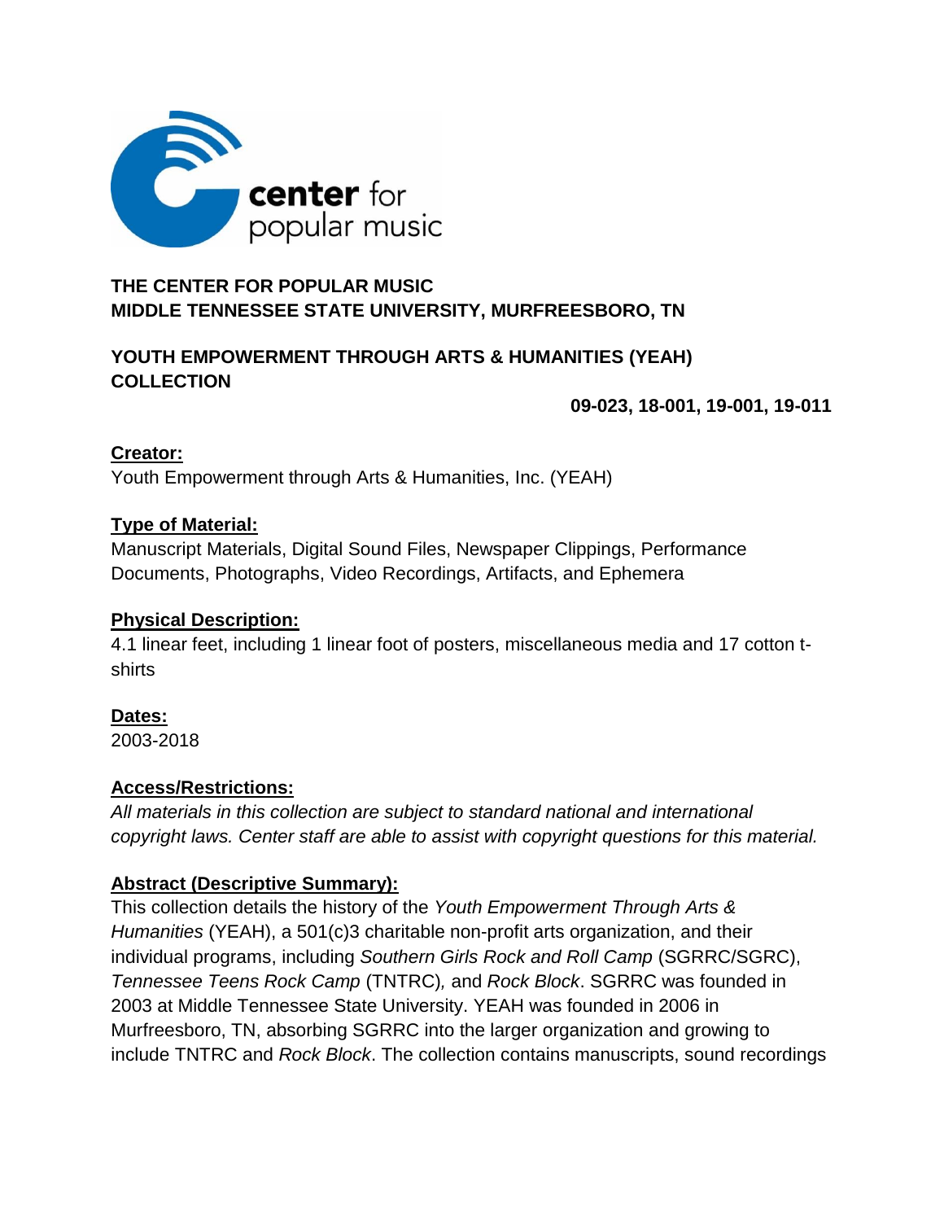**center** for popular music

**THE CENTER FOR POPULAR MUSIC**
**MIDDLE TENNESSEE STATE UNIVERSITY, MURFREESBORO, TN**

**YOUTH EMPOWERMENT THROUGH ARTS & HUMANITIES (YEAH) COLLECTION**

**09-023, 18-001, 19-001, 19-011**

**Creator:**
Youth Empowerment through Arts & Humanities, Inc. (YEAH)

**Type of Material:**
Manuscript Materials, Digital Sound Files, Newspaper Clippings, Performance Documents, Photographs, Video Recordings, Artifacts, and Ephemera

**Physical Description:**
4.1 linear feet, including 1 linear foot of posters, miscellaneous media and 17 cotton t-shirts

**Dates:**
2003-2018

**Access/Restrictions:**
*All materials in this collection are subject to standard national and international copyright laws. Center staff are able to assist with copyright questions for this material.*

**Abstract (Descriptive Summary):**
This collection details the history of the *Youth Empowerment Through Arts & Humanities* (YEAH), a 501(c)3 charitable non-profit arts organization, and their individual programs, including *Southern Girls Rock and Roll Camp* (SGRRC/SGRC), *Tennessee Teens Rock Camp* (TNTRC), and *Rock Block*. SGRRC was founded in 2003 at Middle Tennessee State University. YEAH was founded in 2006 in Murfreesboro, TN, absorbing SGRRC into the larger organization and growing to include TNTRC and *Rock Block*. The collection contains manuscripts, sound recordings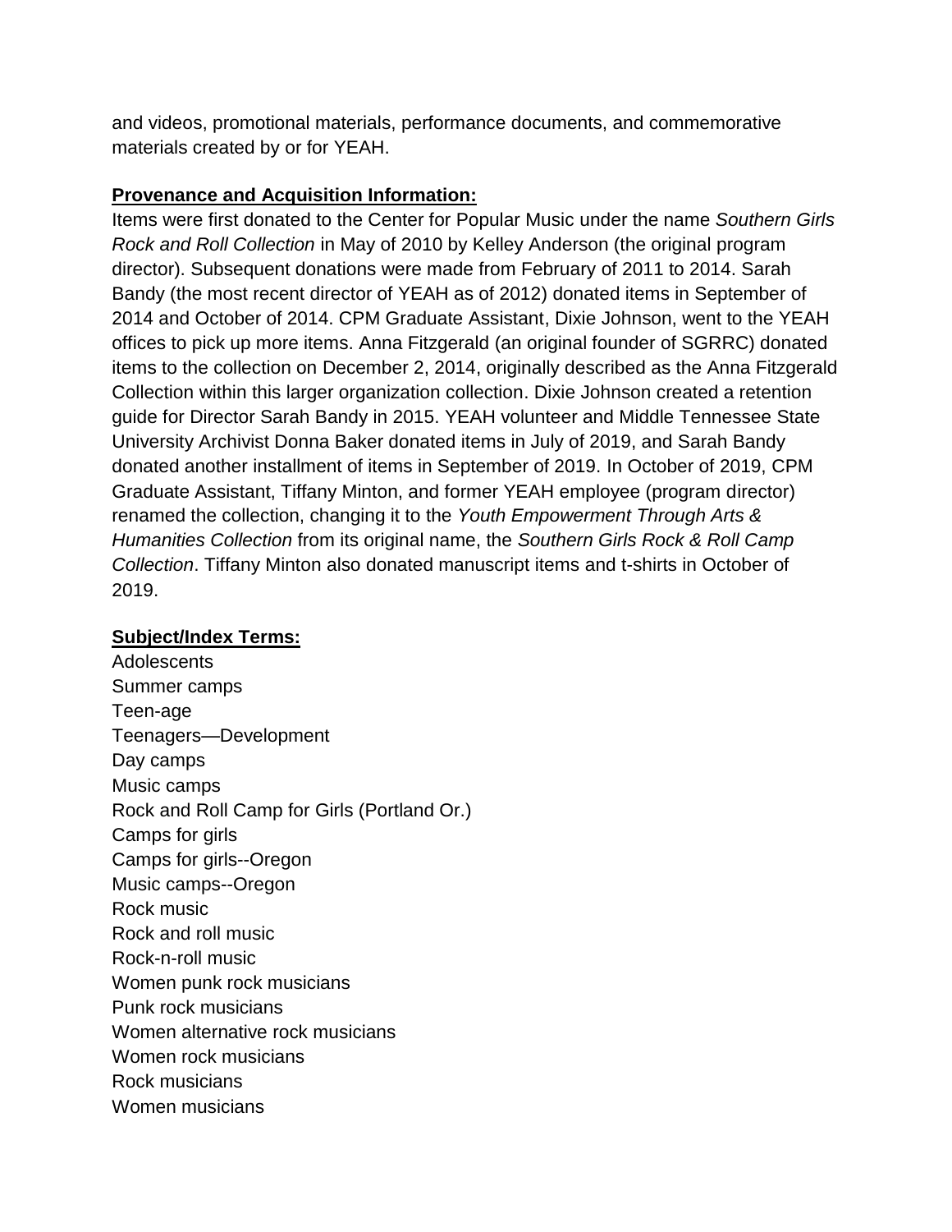and videos, promotional materials, performance documents, and commemorative materials created by or for YEAH.

**Provenance and Acquisition Information:**

Items were first donated to the Center for Popular Music under the name *Southern Girls Rock and Roll Collection* in May of 2010 by Kelley Anderson (the original program director). Subsequent donations were made from February of 2011 to 2014. Sarah Bandy (the most recent director of YEAH as of 2012) donated items in September of 2014 and October of 2014. CPM Graduate Assistant, Dixie Johnson, went to the YEAH offices to pick up more items. Anna Fitzgerald (an original founder of SGRRC) donated items to the collection on December 2, 2014, originally described as the Anna Fitzgerald Collection within this larger organization collection. Dixie Johnson created a retention guide for Director Sarah Bandy in 2015. YEAH volunteer and Middle Tennessee State University Archivist Donna Baker donated items in July of 2019, and Sarah Bandy donated another installment of items in September of 2019. In October of 2019, CPM Graduate Assistant, Tiffany Minton, and former YEAH employee (program director) renamed the collection, changing it to the *Youth Empowerment Through Arts & Humanities Collection* from its original name, the *Southern Girls Rock & Roll Camp Collection*. Tiffany Minton also donated manuscript items and t-shirts in October of 2019.

**Subject/Index Terms:**

Adolescents
Summer camps
Teen-age
Teenagers—Development
Day camps
Music camps
Rock and Roll Camp for Girls (Portland Or.)
Camps for girls
Camps for girls--Oregon
Music camps--Oregon
Rock music
Rock and roll music
Rock-n-roll music
Women punk rock musicians
Punk rock musicians
Women alternative rock musicians
Women rock musicians
Rock musicians
Women musicians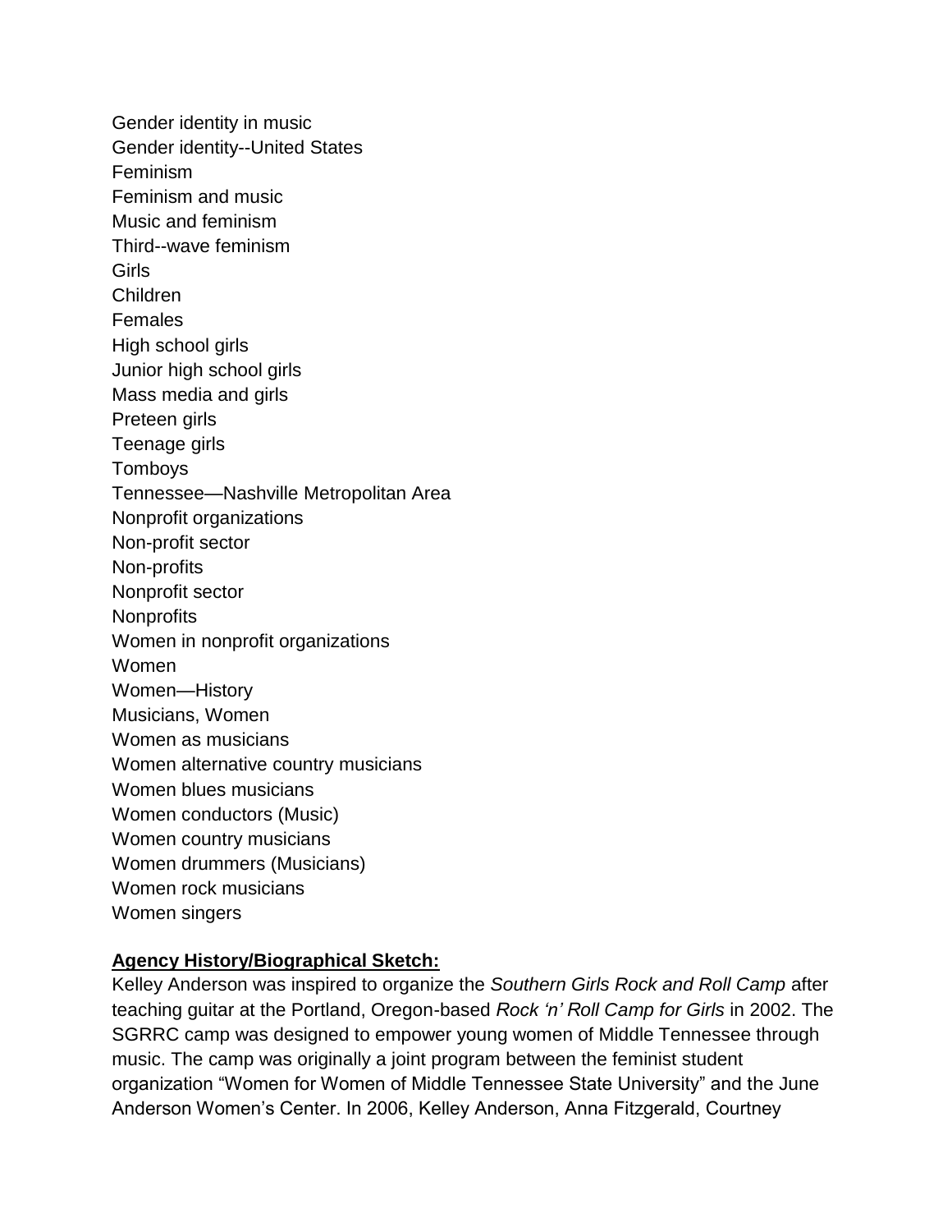Gender identity in music
Gender identity--United States
Feminism
Feminism and music
Music and feminism
Third--wave feminism
Girls
Children
Females
High school girls
Junior high school girls
Mass media and girls
Preteen girls
Teenage girls
Tomboys
Tennessee—Nashville Metropolitan Area
Nonprofit organizations
Non-profit sector
Non-profits
Nonprofit sector
Nonprofits
Women in nonprofit organizations
Women
Women—History
Musicians, Women
Women as musicians
Women alternative country musicians
Women blues musicians
Women conductors (Music)
Women country musicians
Women drummers (Musicians)
Women rock musicians
Women singers

**Agency History/Biographical Sketch:**

Kelley Anderson was inspired to organize the *Southern Girls Rock and Roll Camp* after teaching guitar at the Portland, Oregon-based *Rock 'n' Roll Camp for Girls* in 2002. The SGRRC camp was designed to empower young women of Middle Tennessee through music. The camp was originally a joint program between the feminist student organization "Women for Women of Middle Tennessee State University" and the June Anderson Women's Center. In 2006, Kelley Anderson, Anna Fitzgerald, Courtney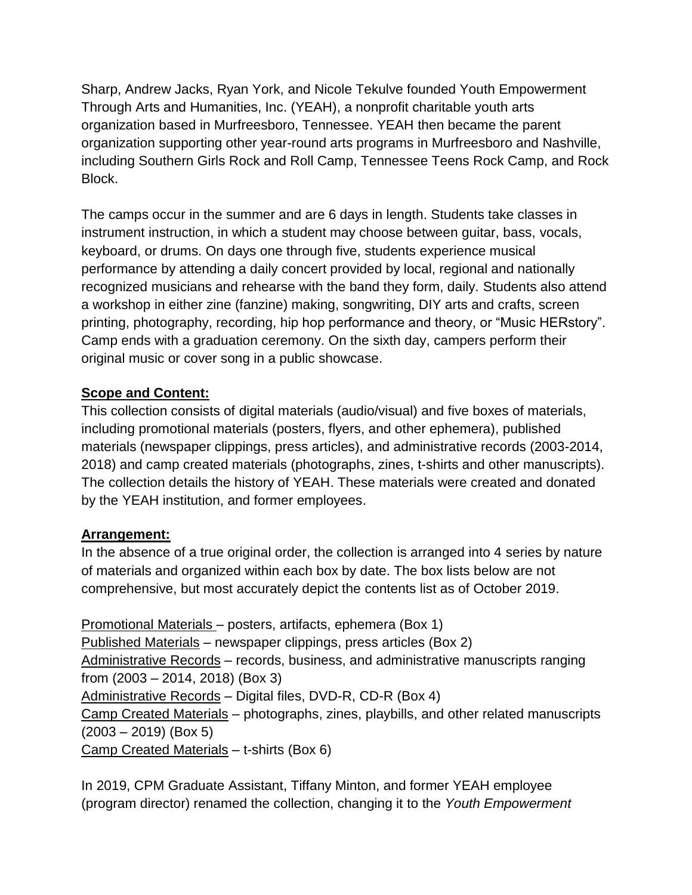Sharp, Andrew Jacks, Ryan York, and Nicole Tekulve founded Youth Empowerment Through Arts and Humanities, Inc. (YEAH), a nonprofit charitable youth arts organization based in Murfreesboro, Tennessee. YEAH then became the parent organization supporting other year-round arts programs in Murfreesboro and Nashville, including Southern Girls Rock and Roll Camp, Tennessee Teens Rock Camp, and Rock Block.

The camps occur in the summer and are 6 days in length. Students take classes in instrument instruction, in which a student may choose between guitar, bass, vocals, keyboard, or drums. On days one through five, students experience musical performance by attending a daily concert provided by local, regional and nationally recognized musicians and rehearse with the band they form, daily. Students also attend a workshop in either zine (fanzine) making, songwriting, DIY arts and crafts, screen printing, photography, recording, hip hop performance and theory, or "Music HERstory". Camp ends with a graduation ceremony. On the sixth day, campers perform their original music or cover song in a public showcase.

**Scope and Content:**

This collection consists of digital materials (audio/visual) and five boxes of materials, including promotional materials (posters, flyers, and other ephemera), published materials (newspaper clippings, press articles), and administrative records (2003-2014, 2018) and camp created materials (photographs, zines, t-shirts and other manuscripts). The collection details the history of YEAH. These materials were created and donated by the YEAH institution, and former employees.

**Arrangement:**

In the absence of a true original order, the collection is arranged into 4 series by nature of materials and organized within each box by date. The box lists below are not comprehensive, but most accurately depict the contents list as of October 2019.

Promotional Materials – posters, artifacts, ephemera (Box 1)
Published Materials – newspaper clippings, press articles (Box 2)
Administrative Records – records, business, and administrative manuscripts ranging from (2003 – 2014, 2018) (Box 3)
Administrative Records – Digital files, DVD-R, CD-R (Box 4)
Camp Created Materials – photographs, zines, playbills, and other related manuscripts (2003 – 2019) (Box 5)
Camp Created Materials – t-shirts (Box 6)

In 2019, CPM Graduate Assistant, Tiffany Minton, and former YEAH employee (program director) renamed the collection, changing it to the *Youth Empowerment*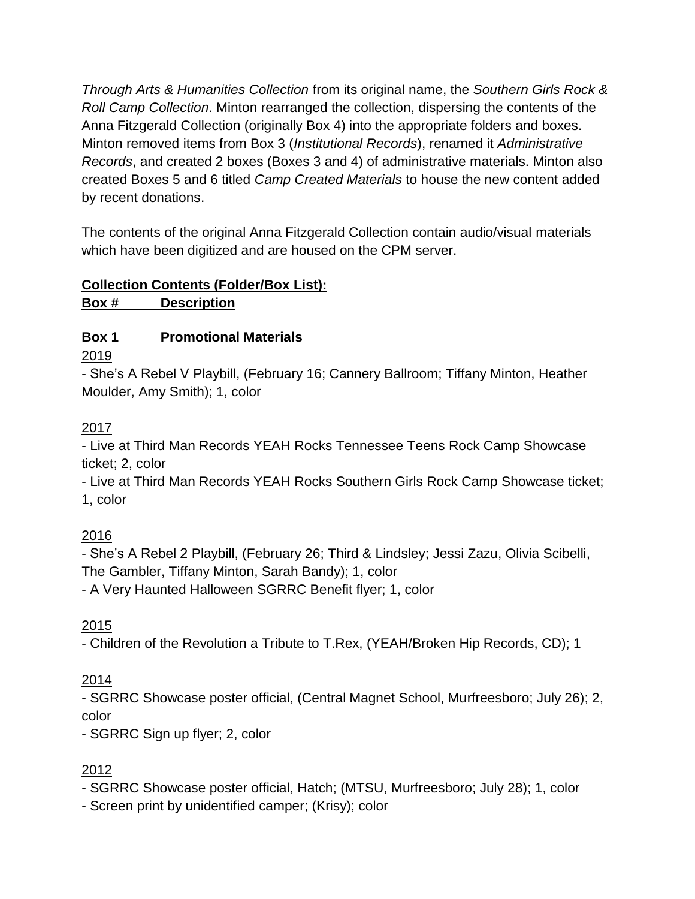*Through Arts & Humanities Collection* from its original name, the *Southern Girls Rock & Roll Camp Collection*. Minton rearranged the collection, dispersing the contents of the Anna Fitzgerald Collection (originally Box 4) into the appropriate folders and boxes. Minton removed items from Box 3 (*Institutional Records*), renamed it *Administrative Records*, and created 2 boxes (Boxes 3 and 4) of administrative materials. Minton also created Boxes 5 and 6 titled *Camp Created Materials* to house the new content added by recent donations.

The contents of the original Anna Fitzgerald Collection contain audio/visual materials which have been digitized and are housed on the CPM server.

**Collection Contents (Folder/Box List):**
**Box # Description**

**Box 1 Promotional Materials**

2019

- She's A Rebel V Playbill, (February 16; Cannery Ballroom; Tiffany Minton, Heather Moulder, Amy Smith); 1, color

2017

- Live at Third Man Records YEAH Rocks Tennessee Teens Rock Camp Showcase ticket; 2, color
- Live at Third Man Records YEAH Rocks Southern Girls Rock Camp Showcase ticket; 1, color

2016

- She's A Rebel 2 Playbill, (February 26; Third & Lindsley; Jessi Zazu, Olivia Scibelli, The Gambler, Tiffany Minton, Sarah Bandy); 1, color
- A Very Haunted Halloween SGRRC Benefit flyer; 1, color

2015

- Children of the Revolution a Tribute to T.Rex, (YEAH/Broken Hip Records, CD); 1

2014

- SGRRC Showcase poster official, (Central Magnet School, Murfreesboro; July 26); 2, color
- SGRRC Sign up flyer; 2, color

2012

- SGRRC Showcase poster official, Hatch; (MTSU, Murfreesboro; July 28); 1, color
- Screen print by unidentified camper; (Krisy); color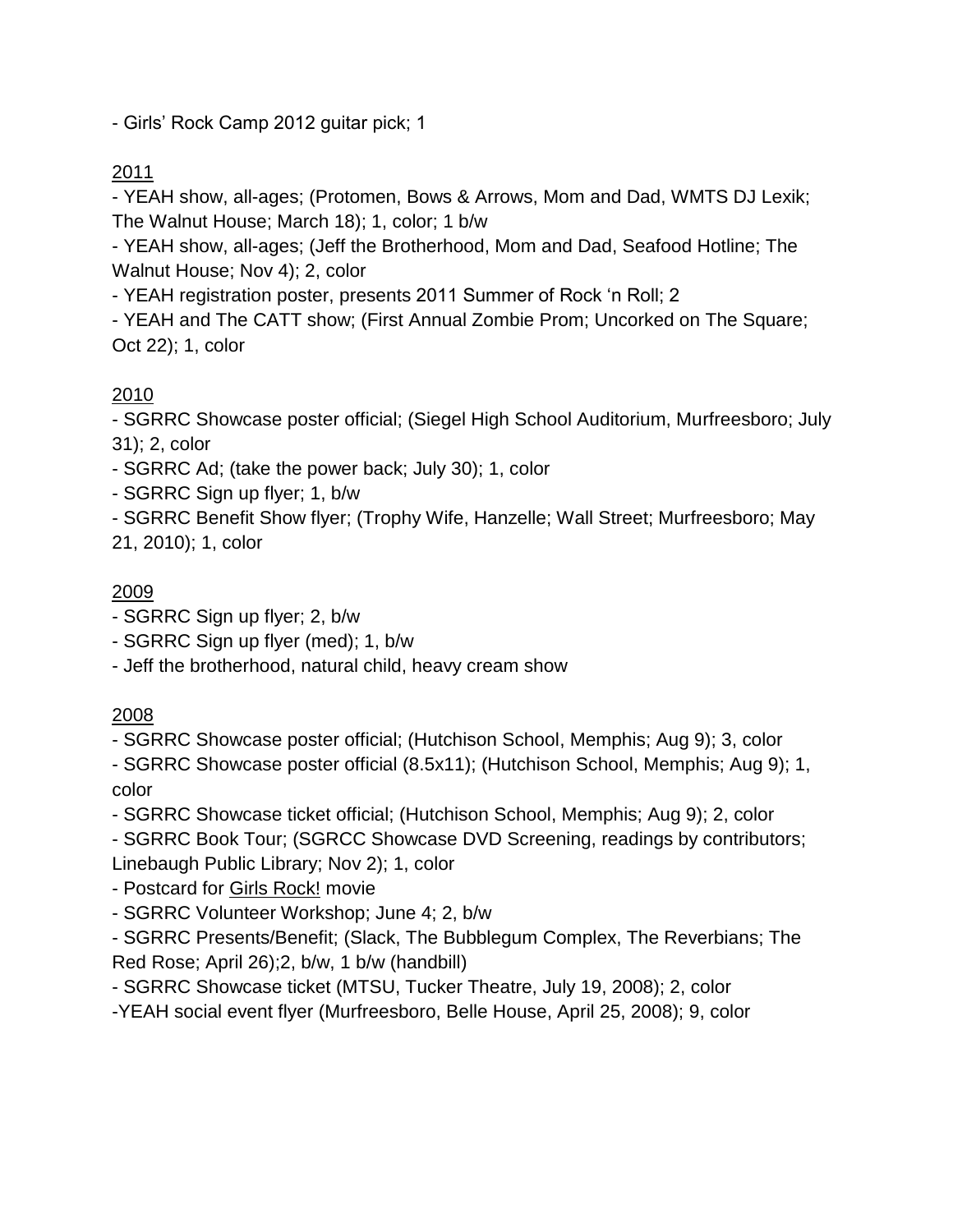- Girls' Rock Camp 2012 guitar pick; 1

<u>2011</u>

- YEAH show, all-ages; (Protomen, Bows & Arrows, Mom and Dad, WMTS DJ Lexik; The Walnut House; March 18); 1, color; 1 b/w
- YEAH show, all-ages; (Jeff the Brotherhood, Mom and Dad, Seafood Hotline; The Walnut House; Nov 4); 2, color
- YEAH registration poster, presents 2011 Summer of Rock 'n Roll; 2
- YEAH and The CATT show; (First Annual Zombie Prom; Uncorked on The Square; Oct 22); 1, color

<u>2010</u>

- SGRRC Showcase poster official; (Siegel High School Auditorium, Murfreesboro; July 31); 2, color
- SGRRC Ad; (take the power back; July 30); 1, color
- SGRRC Sign up flyer; 1, b/w
- SGRRC Benefit Show flyer; (Trophy Wife, Hanzelle; Wall Street; Murfreesboro; May 21, 2010); 1, color

<u>2009</u>

- SGRRC Sign up flyer; 2, b/w
- SGRRC Sign up flyer (med); 1, b/w
- Jeff the brotherhood, natural child, heavy cream show

<u>2008</u>

- SGRRC Showcase poster official; (Hutchison School, Memphis; Aug 9); 3, color
- SGRRC Showcase poster official (8.5x11); (Hutchison School, Memphis; Aug 9); 1, color
- SGRRC Showcase ticket official; (Hutchison School, Memphis; Aug 9); 2, color
- SGRRC Book Tour; (SGRCC Showcase DVD Screening, readings by contributors; Linebaugh Public Library; Nov 2); 1, color
- Postcard for <u>Girls Rock!</u> movie
- SGRRC Volunteer Workshop; June 4; 2, b/w
- SGRRC Presents/Benefit; (Slack, The Bubblegum Complex, The Reverbians; The Red Rose; April 26);2, b/w, 1 b/w (handbill)
- SGRRC Showcase ticket (MTSU, Tucker Theatre, July 19, 2008); 2, color
- YEAH social event flyer (Murfreesboro, Belle House, April 25, 2008); 9, color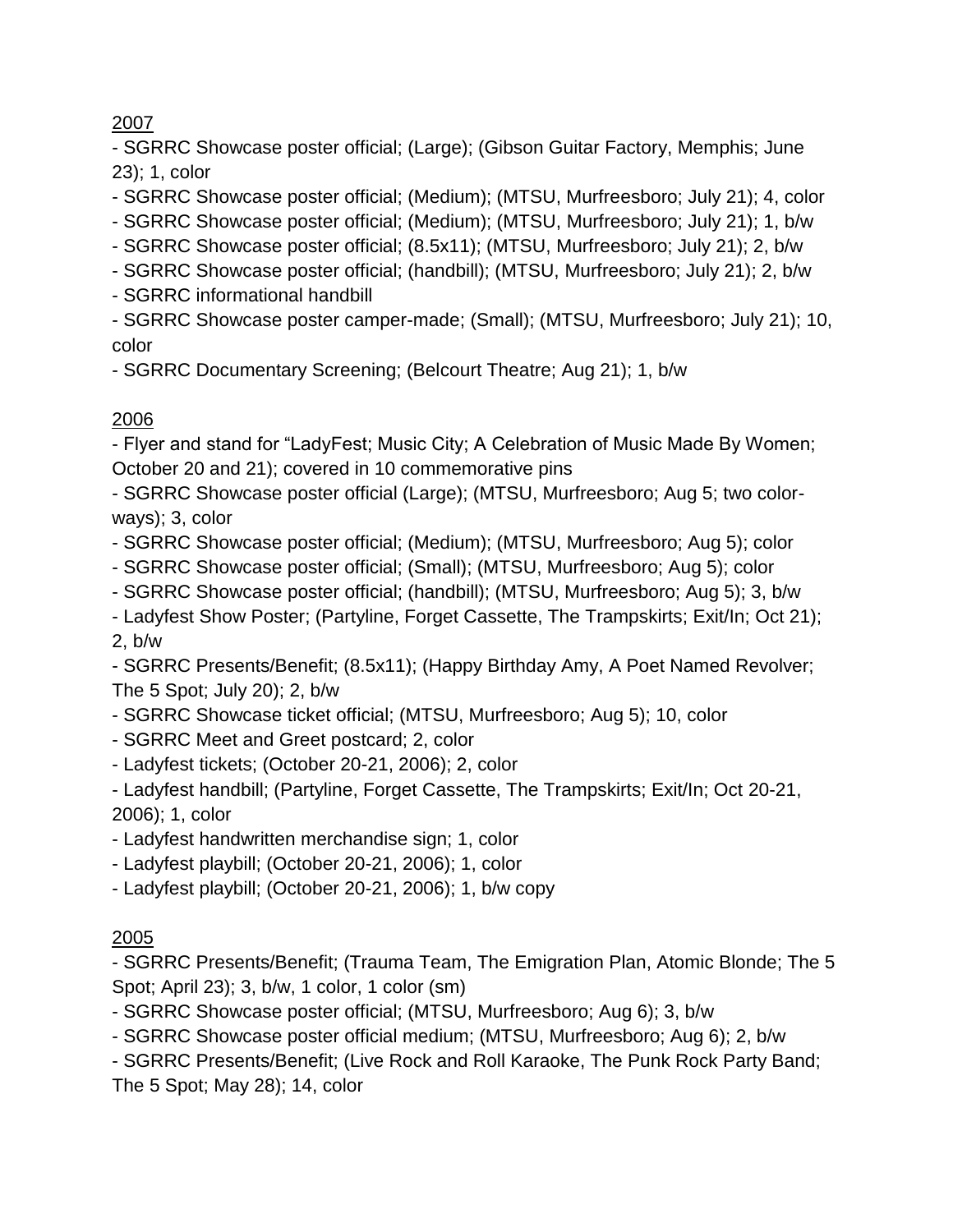<u>2007</u>

- SGRRC Showcase poster official; (Large); (Gibson Guitar Factory, Memphis; June 23); 1, color
- SGRRC Showcase poster official; (Medium); (MTSU, Murfreesboro; July 21); 4, color
- SGRRC Showcase poster official; (Medium); (MTSU, Murfreesboro; July 21); 1, b/w
- SGRRC Showcase poster official; (8.5x11); (MTSU, Murfreesboro; July 21); 2, b/w
- SGRRC Showcase poster official; (handbill); (MTSU, Murfreesboro; July 21); 2, b/w
- SGRRC informational handbill
- SGRRC Showcase poster camper-made; (Small); (MTSU, Murfreesboro; July 21); 10, color
- SGRRC Documentary Screening; (Belcourt Theatre; Aug 21); 1, b/w

<u>2006</u>

- Flyer and stand for "LadyFest; Music City; A Celebration of Music Made By Women; October 20 and 21); covered in 10 commemorative pins
- SGRRC Showcase poster official (Large); (MTSU, Murfreesboro; Aug 5; two color-ways); 3, color
- SGRRC Showcase poster official; (Medium); (MTSU, Murfreesboro; Aug 5); color
- SGRRC Showcase poster official; (Small); (MTSU, Murfreesboro; Aug 5); color
- SGRRC Showcase poster official; (handbill); (MTSU, Murfreesboro; Aug 5); 3, b/w
- Ladyfest Show Poster; (Partyline, Forget Cassette, The Trampskirts; Exit/In; Oct 21); 2, b/w
- SGRRC Presents/Benefit; (8.5x11); (Happy Birthday Amy, A Poet Named Revolver; The 5 Spot; July 20); 2, b/w
- SGRRC Showcase ticket official; (MTSU, Murfreesboro; Aug 5); 10, color
- SGRRC Meet and Greet postcard; 2, color
- Ladyfest tickets; (October 20-21, 2006); 2, color
- Ladyfest handbill; (Partyline, Forget Cassette, The Trampskirts; Exit/In; Oct 20-21, 2006); 1, color
- Ladyfest handwritten merchandise sign; 1, color
- Ladyfest playbill; (October 20-21, 2006); 1, color
- Ladyfest playbill; (October 20-21, 2006); 1, b/w copy

<u>2005</u>

- SGRRC Presents/Benefit; (Trauma Team, The Emigration Plan, Atomic Blonde; The 5 Spot; April 23); 3, b/w, 1 color, 1 color (sm)
- SGRRC Showcase poster official; (MTSU, Murfreesboro; Aug 6); 3, b/w
- SGRRC Showcase poster official medium; (MTSU, Murfreesboro; Aug 6); 2, b/w
- SGRRC Presents/Benefit; (Live Rock and Roll Karaoke, The Punk Rock Party Band; The 5 Spot; May 28); 14, color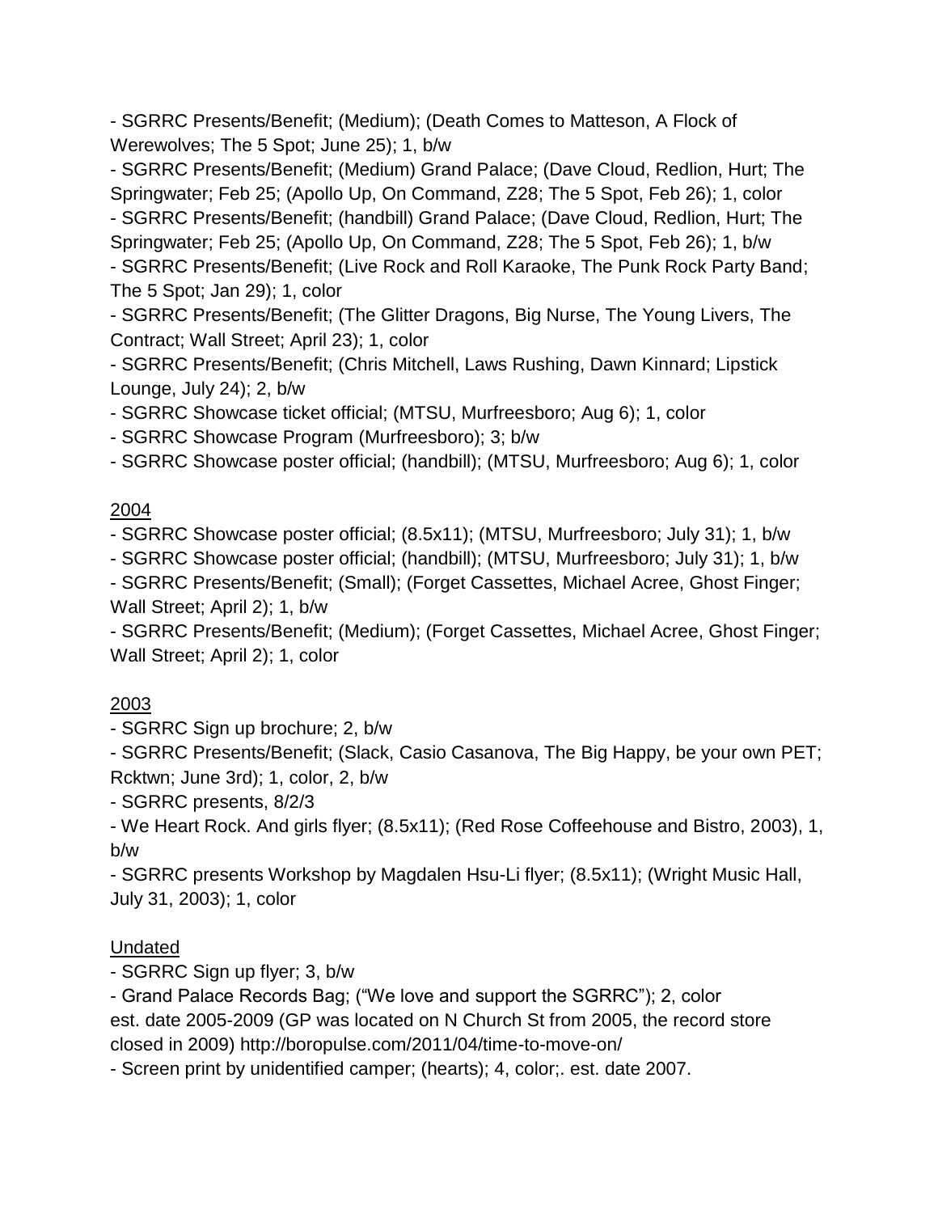- SGRRC Presents/Benefit; (Medium); (Death Comes to Matteson, A Flock of Werewolves; The 5 Spot; June 25); 1, b/w
- SGRRC Presents/Benefit; (Medium) Grand Palace; (Dave Cloud, Redlion, Hurt; The Springwater; Feb 25; (Apollo Up, On Command, Z28; The 5 Spot, Feb 26); 1, color
- SGRRC Presents/Benefit; (handbill) Grand Palace; (Dave Cloud, Redlion, Hurt; The Springwater; Feb 25; (Apollo Up, On Command, Z28; The 5 Spot, Feb 26); 1, b/w
- SGRRC Presents/Benefit; (Live Rock and Roll Karaoke, The Punk Rock Party Band; The 5 Spot; Jan 29); 1, color
- SGRRC Presents/Benefit; (The Glitter Dragons, Big Nurse, The Young Livers, The Contract; Wall Street; April 23); 1, color
- SGRRC Presents/Benefit; (Chris Mitchell, Laws Rushing, Dawn Kinnard; Lipstick Lounge, July 24); 2, b/w
- SGRRC Showcase ticket official; (MTSU, Murfreesboro; Aug 6); 1, color
- SGRRC Showcase Program (Murfreesboro); 3; b/w
- SGRRC Showcase poster official; (handbill); (MTSU, Murfreesboro; Aug 6); 1, color

<u>2004</u>

- SGRRC Showcase poster official; (8.5x11); (MTSU, Murfreesboro; July 31); 1, b/w
- SGRRC Showcase poster official; (handbill); (MTSU, Murfreesboro; July 31); 1, b/w
- SGRRC Presents/Benefit; (Small); (Forget Cassettes, Michael Acree, Ghost Finger; Wall Street; April 2); 1, b/w
- SGRRC Presents/Benefit; (Medium); (Forget Cassettes, Michael Acree, Ghost Finger; Wall Street; April 2); 1, color

<u>2003</u>

- SGRRC Sign up brochure; 2, b/w
- SGRRC Presents/Benefit; (Slack, Casio Casanova, The Big Happy, be your own PET; Rcktwn; June 3rd); 1, color, 2, b/w
- SGRRC presents, 8/2/3
- We Heart Rock. And girls flyer; (8.5x11); (Red Rose Coffeehouse and Bistro, 2003), 1, b/w
- SGRRC presents Workshop by Magdalen Hsu-Li flyer; (8.5x11); (Wright Music Hall, July 31, 2003); 1, color

<u>Undated</u>

- SGRRC Sign up flyer; 3, b/w
- Grand Palace Records Bag; ("We love and support the SGRRC"); 2, color
est. date 2005-2009 (GP was located on N Church St from 2005, the record store closed in 2009) http://boropulse.com/2011/04/time-to-move-on/
- Screen print by unidentified camper; (hearts); 4, color;. est. date 2007.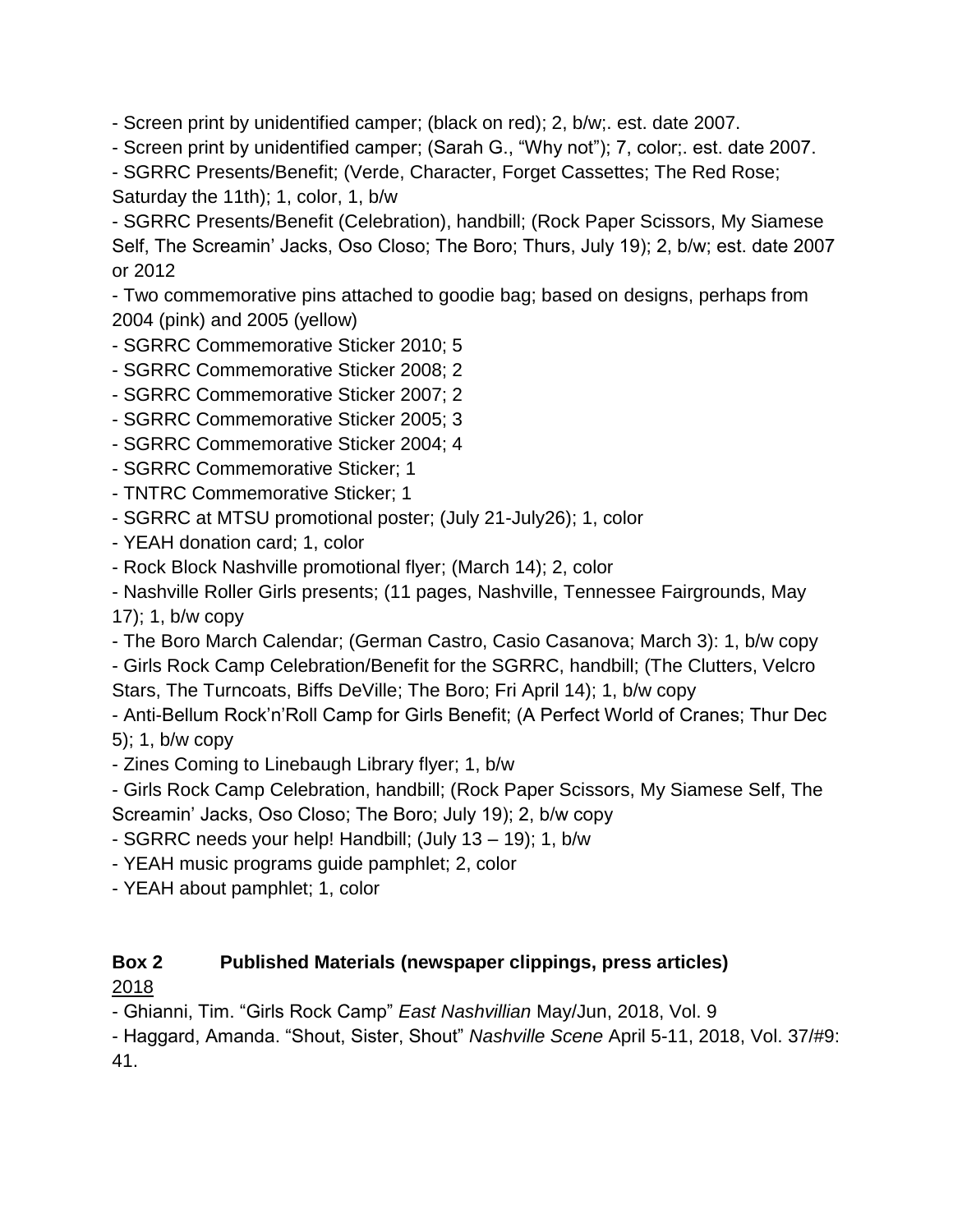- Screen print by unidentified camper; (black on red); 2, b/w;. est. date 2007.
- Screen print by unidentified camper; (Sarah G., "Why not"); 7, color;. est. date 2007.
- SGRRC Presents/Benefit; (Verde, Character, Forget Cassettes; The Red Rose; Saturday the 11th); 1, color, 1, b/w
- SGRRC Presents/Benefit (Celebration), handbill; (Rock Paper Scissors, My Siamese Self, The Screamin' Jacks, Oso Closo; The Boro; Thurs, July 19); 2, b/w; est. date 2007 or 2012
- Two commemorative pins attached to goodie bag; based on designs, perhaps from 2004 (pink) and 2005 (yellow)
- SGRRC Commemorative Sticker 2010; 5
- SGRRC Commemorative Sticker 2008; 2
- SGRRC Commemorative Sticker 2007; 2
- SGRRC Commemorative Sticker 2005; 3
- SGRRC Commemorative Sticker 2004; 4
- SGRRC Commemorative Sticker; 1
- TNTRC Commemorative Sticker; 1
- SGRRC at MTSU promotional poster; (July 21-July26); 1, color
- YEAH donation card; 1, color
- Rock Block Nashville promotional flyer; (March 14); 2, color
- Nashville Roller Girls presents; (11 pages, Nashville, Tennessee Fairgrounds, May 17); 1, b/w copy
- The Boro March Calendar; (German Castro, Casio Casanova; March 3): 1, b/w copy
- Girls Rock Camp Celebration/Benefit for the SGRRC, handbill; (The Clutters, Velcro Stars, The Turncoats, Biffs DeVille; The Boro; Fri April 14); 1, b/w copy
- Anti-Bellum Rock'n'Roll Camp for Girls Benefit; (A Perfect World of Cranes; Thur Dec 5); 1, b/w copy
- Zines Coming to Linebaugh Library flyer; 1, b/w
- Girls Rock Camp Celebration, handbill; (Rock Paper Scissors, My Siamese Self, The Screamin' Jacks, Oso Closo; The Boro; July 19); 2, b/w copy
- SGRRC needs your help! Handbill; (July 13 – 19); 1, b/w
- YEAH music programs guide pamphlet; 2, color
- YEAH about pamphlet; 1, color

## Box 2 Published Materials (newspaper clippings, press articles)

<u>2018</u>

- Ghianni, Tim. "Girls Rock Camp" *East Nashvillian* May/Jun, 2018, Vol. 9
- Haggard, Amanda. "Shout, Sister, Shout" *Nashville Scene* April 5-11, 2018, Vol. 37/#9: 41.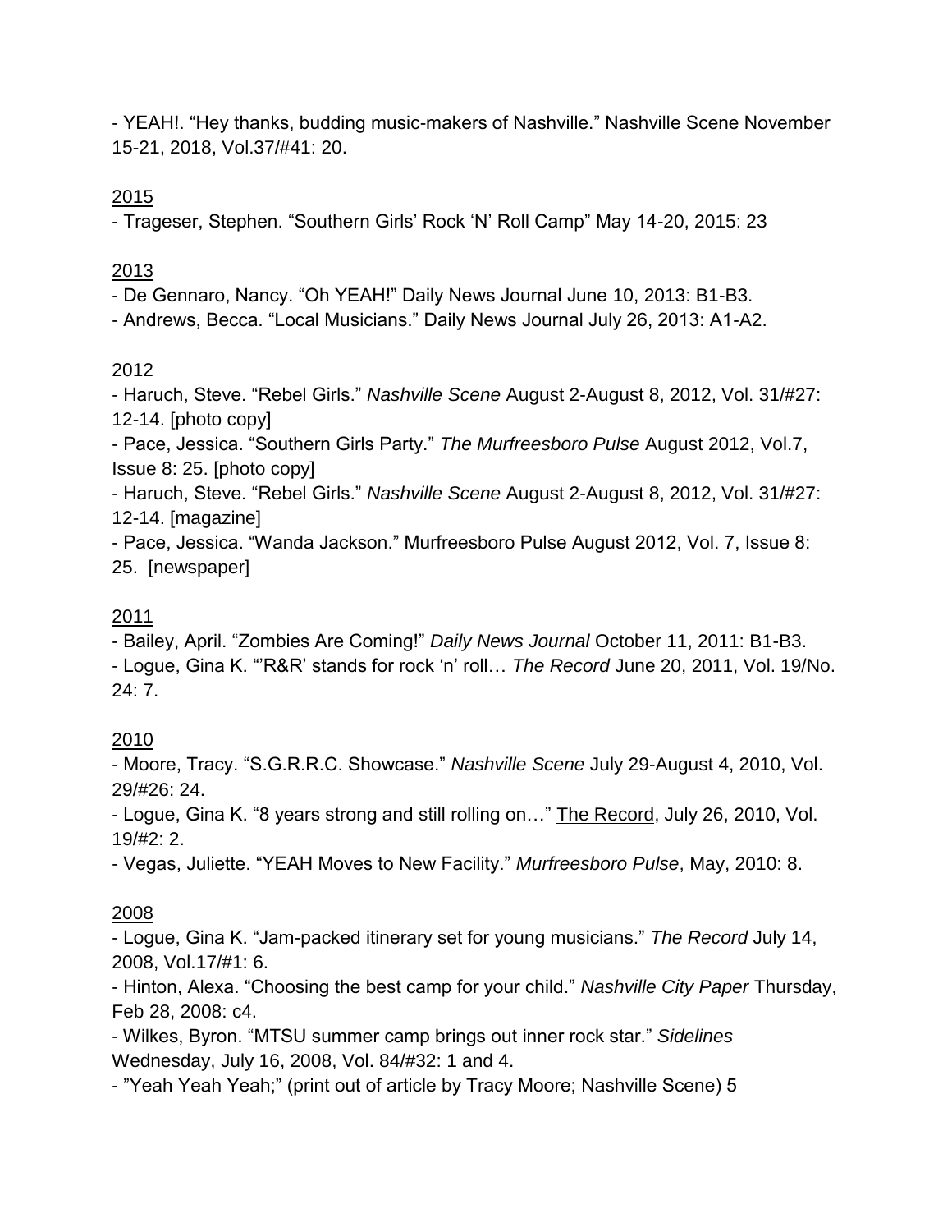- YEAH!. "Hey thanks, budding music-makers of Nashville." Nashville Scene November 15-21, 2018, Vol.37/#41: 20.

2015

- Trageser, Stephen. "Southern Girls' Rock 'N' Roll Camp" May 14-20, 2015: 23

2013

- De Gennaro, Nancy. "Oh YEAH!" Daily News Journal June 10, 2013: B1-B3.
- Andrews, Becca. "Local Musicians." Daily News Journal July 26, 2013: A1-A2.

2012

- Haruch, Steve. "Rebel Girls." *Nashville Scene* August 2-August 8, 2012, Vol. 31/#27: 12-14. [photo copy]
- Pace, Jessica. "Southern Girls Party." *The Murfreesboro Pulse* August 2012, Vol.7, Issue 8: 25. [photo copy]
- Haruch, Steve. "Rebel Girls." *Nashville Scene* August 2-August 8, 2012, Vol. 31/#27: 12-14. [magazine]
- Pace, Jessica. "Wanda Jackson." Murfreesboro Pulse August 2012, Vol. 7, Issue 8: 25. [newspaper]

2011

- Bailey, April. "Zombies Are Coming!" *Daily News Journal* October 11, 2011: B1-B3.
- Logue, Gina K. "'R&R' stands for rock 'n' roll… *The Record* June 20, 2011, Vol. 19/No. 24: 7.

2010

- Moore, Tracy. "S.G.R.R.C. Showcase." *Nashville Scene* July 29-August 4, 2010, Vol. 29/#26: 24.
- Logue, Gina K. "8 years strong and still rolling on…" The Record, July 26, 2010, Vol. 19/#2: 2.
- Vegas, Juliette. "YEAH Moves to New Facility." *Murfreesboro Pulse*, May, 2010: 8.

2008

- Logue, Gina K. "Jam-packed itinerary set for young musicians." *The Record* July 14, 2008, Vol.17/#1: 6.
- Hinton, Alexa. "Choosing the best camp for your child." *Nashville City Paper* Thursday, Feb 28, 2008: c4.
- Wilkes, Byron. "MTSU summer camp brings out inner rock star." *Sidelines* Wednesday, July 16, 2008, Vol. 84/#32: 1 and 4.
- "Yeah Yeah Yeah;" (print out of article by Tracy Moore; Nashville Scene) 5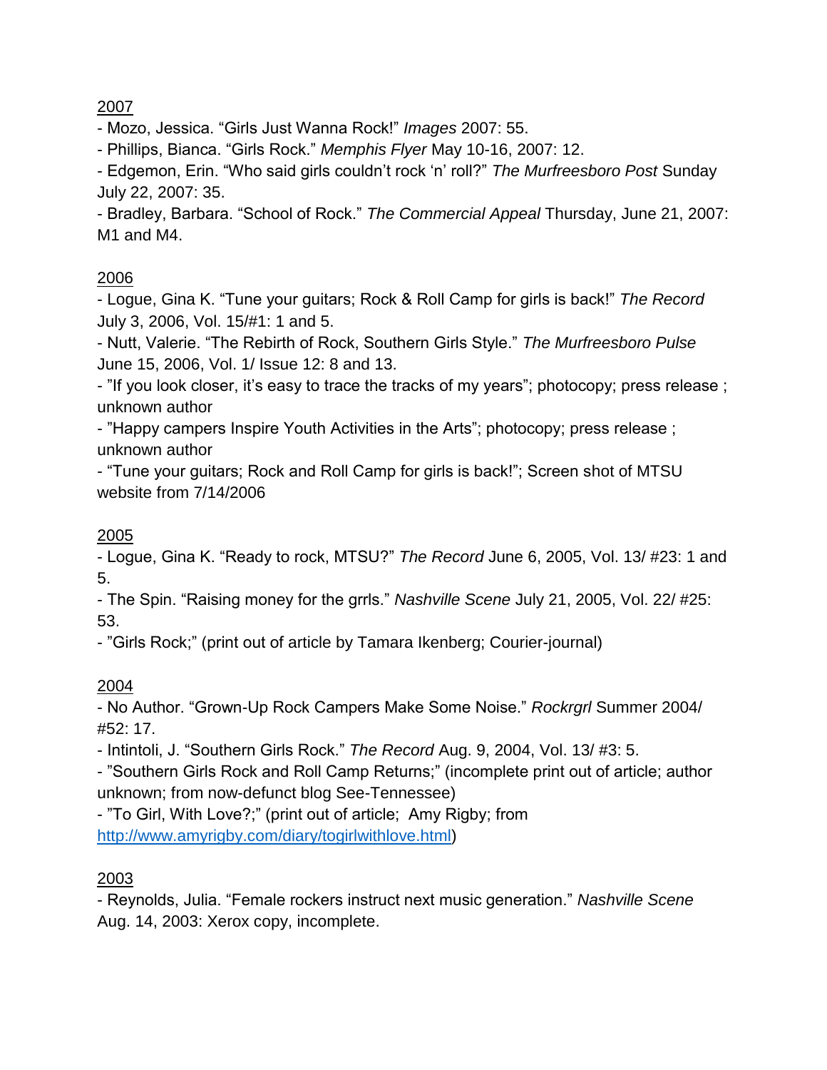<u>2007</u>

- Mozo, Jessica. “Girls Just Wanna Rock!” *Images* 2007: 55.
- Phillips, Bianca. “Girls Rock.” *Memphis Flyer* May 10-16, 2007: 12.
- Edgemon, Erin. “Who said girls couldn’t rock ‘n’ roll?” *The Murfreesboro Post* Sunday July 22, 2007: 35.
- Bradley, Barbara. “School of Rock.” *The Commercial Appeal* Thursday, June 21, 2007: M1 and M4.

<u>2006</u>

- Logue, Gina K. “Tune your guitars; Rock & Roll Camp for girls is back!” *The Record* July 3, 2006, Vol. 15/#1: 1 and 5.
- Nutt, Valerie. “The Rebirth of Rock, Southern Girls Style.” *The Murfreesboro Pulse* June 15, 2006, Vol. 1/ Issue 12: 8 and 13.
- ”If you look closer, it’s easy to trace the tracks of my years”; photocopy; press release ; unknown author
- ”Happy campers Inspire Youth Activities in the Arts”; photocopy; press release ; unknown author
- “Tune your guitars; Rock and Roll Camp for girls is back!”; Screen shot of MTSU website from 7/14/2006

<u>2005</u>

- Logue, Gina K. “Ready to rock, MTSU?” *The Record* June 6, 2005, Vol. 13/ #23: 1 and 5.
- The Spin. “Raising money for the grrls.” *Nashville Scene* July 21, 2005, Vol. 22/ #25: 53.
- ”Girls Rock;” (print out of article by Tamara Ikenberg; Courier-journal)

<u>2004</u>

- No Author. “Grown-Up Rock Campers Make Some Noise.” *Rockrgrl* Summer 2004/ #52: 17.
- Intintoli, J. “Southern Girls Rock.” *The Record* Aug. 9, 2004, Vol. 13/ #3: 5.
- ”Southern Girls Rock and Roll Camp Returns;” (incomplete print out of article; author unknown; from now-defunct blog See-Tennessee)
- ”To Girl, With Love?;” (print out of article; Amy Rigby; from [http://www.amyrigby.com/diary/togirlwithlove.html](http://www.amyrigby.com/diary/togirlwithlove.html))

<u>2003</u>

- Reynolds, Julia. “Female rockers instruct next music generation.” *Nashville Scene* Aug. 14, 2003: Xerox copy, incomplete.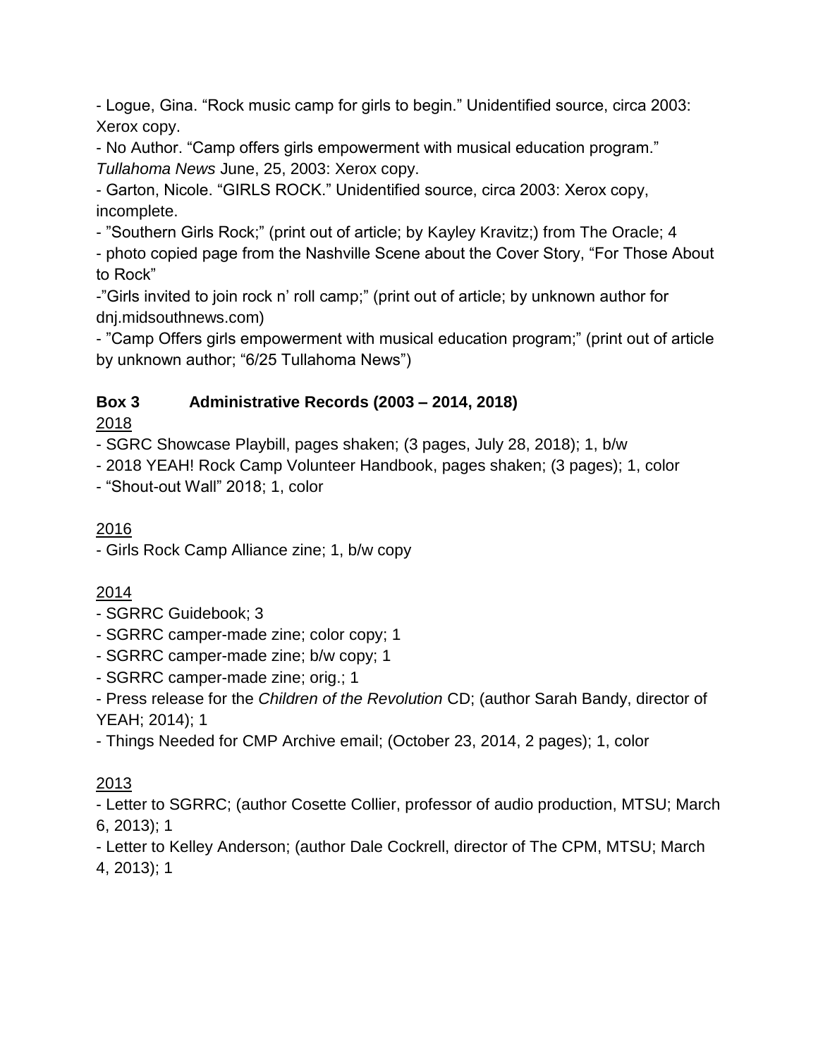- Logue, Gina. "Rock music camp for girls to begin." Unidentified source, circa 2003: Xerox copy.
- No Author. "Camp offers girls empowerment with musical education program." *Tullahoma News* June, 25, 2003: Xerox copy.
- Garton, Nicole. "GIRLS ROCK." Unidentified source, circa 2003: Xerox copy, incomplete.
- "Southern Girls Rock;" (print out of article; by Kayley Kravitz;) from The Oracle; 4
- photo copied page from the Nashville Scene about the Cover Story, "For Those About to Rock"
-"Girls invited to join rock n' roll camp;" (print out of article; by unknown author for dnj.midsouthnews.com)
- "Camp Offers girls empowerment with musical education program;" (print out of article by unknown author; "6/25 Tullahoma News")

**Box 3 Administrative Records (2003 – 2014, 2018)**

<u>2018</u>

- SGRC Showcase Playbill, pages shaken; (3 pages, July 28, 2018); 1, b/w
- 2018 YEAH! Rock Camp Volunteer Handbook, pages shaken; (3 pages); 1, color
- "Shout-out Wall" 2018; 1, color

<u>2016</u>

- Girls Rock Camp Alliance zine; 1, b/w copy

<u>2014</u>

- SGRRC Guidebook; 3
- SGRRC camper-made zine; color copy; 1
- SGRRC camper-made zine; b/w copy; 1
- SGRRC camper-made zine; orig.; 1
- Press release for the *Children of the Revolution* CD; (author Sarah Bandy, director of YEAH; 2014); 1
- Things Needed for CMP Archive email; (October 23, 2014, 2 pages); 1, color

<u>2013</u>

- Letter to SGRRC; (author Cosette Collier, professor of audio production, MTSU; March 6, 2013); 1
- Letter to Kelley Anderson; (author Dale Cockrell, director of The CPM, MTSU; March 4, 2013); 1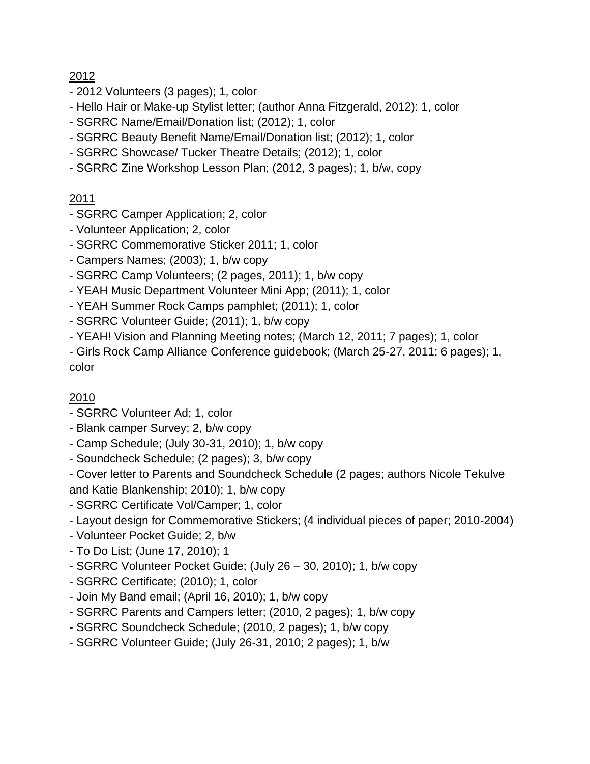<u>2012</u>

- 2012 Volunteers (3 pages); 1, color
- Hello Hair or Make-up Stylist letter; (author Anna Fitzgerald, 2012): 1, color
- SGRRC Name/Email/Donation list; (2012); 1, color
- SGRRC Beauty Benefit Name/Email/Donation list; (2012); 1, color
- SGRRC Showcase/ Tucker Theatre Details; (2012); 1, color
- SGRRC Zine Workshop Lesson Plan; (2012, 3 pages); 1, b/w, copy

<u>2011</u>

- SGRRC Camper Application; 2, color
- Volunteer Application; 2, color
- SGRRC Commemorative Sticker 2011; 1, color
- Campers Names; (2003); 1, b/w copy
- SGRRC Camp Volunteers; (2 pages, 2011); 1, b/w copy
- YEAH Music Department Volunteer Mini App; (2011); 1, color
- YEAH Summer Rock Camps pamphlet; (2011); 1, color
- SGRRC Volunteer Guide; (2011); 1, b/w copy
- YEAH! Vision and Planning Meeting notes; (March 12, 2011; 7 pages); 1, color
- Girls Rock Camp Alliance Conference guidebook; (March 25-27, 2011; 6 pages); 1, color

<u>2010</u>

- SGRRC Volunteer Ad; 1, color
- Blank camper Survey; 2, b/w copy
- Camp Schedule; (July 30-31, 2010); 1, b/w copy
- Soundcheck Schedule; (2 pages); 3, b/w copy
- Cover letter to Parents and Soundcheck Schedule (2 pages; authors Nicole Tekulve and Katie Blankenship; 2010); 1, b/w copy
- SGRRC Certificate Vol/Camper; 1, color
- Layout design for Commemorative Stickers; (4 individual pieces of paper; 2010-2004)
- Volunteer Pocket Guide; 2, b/w
- To Do List; (June 17, 2010); 1
- SGRRC Volunteer Pocket Guide; (July 26 – 30, 2010); 1, b/w copy
- SGRRC Certificate; (2010); 1, color
- Join My Band email; (April 16, 2010); 1, b/w copy
- SGRRC Parents and Campers letter; (2010, 2 pages); 1, b/w copy
- SGRRC Soundcheck Schedule; (2010, 2 pages); 1, b/w copy
- SGRRC Volunteer Guide; (July 26-31, 2010; 2 pages); 1, b/w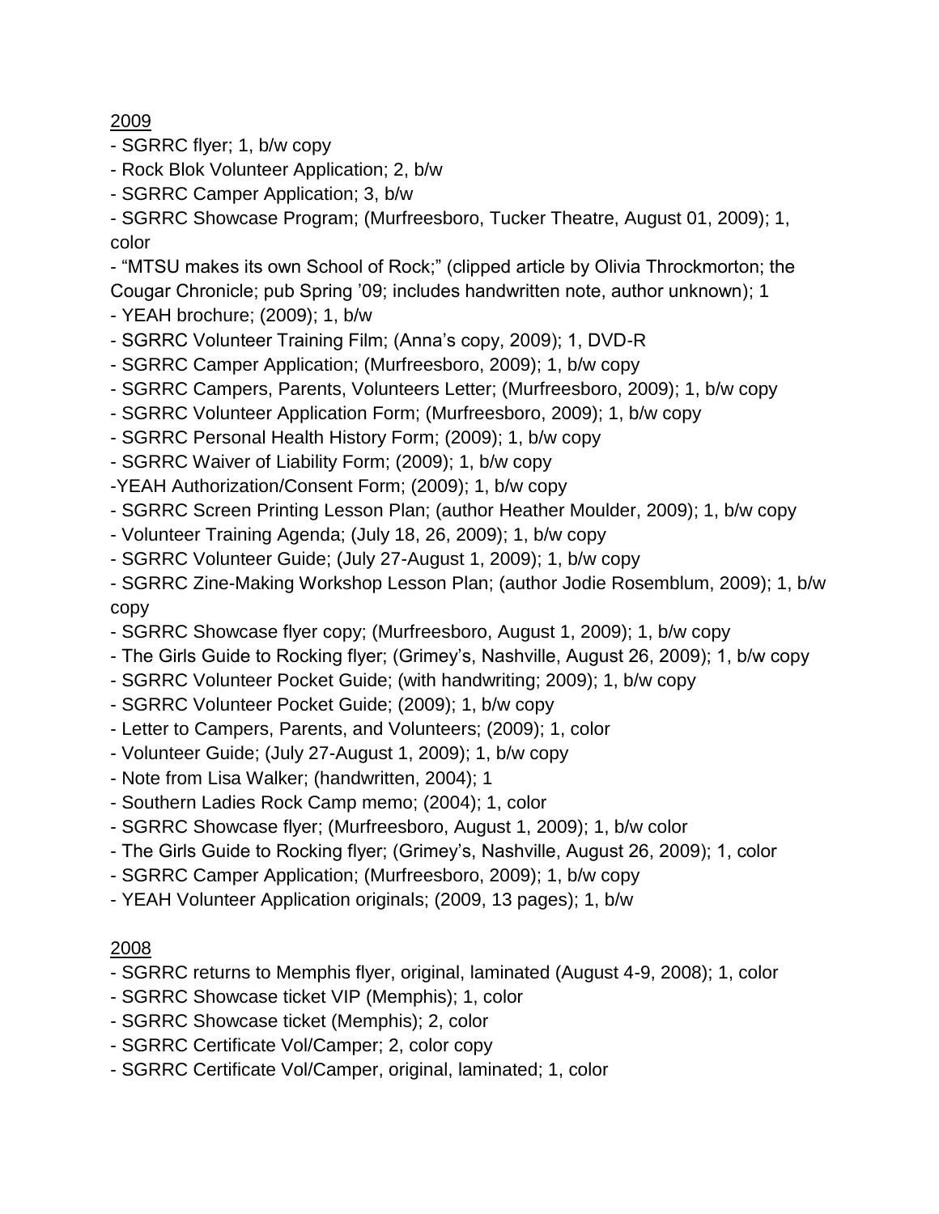<u>2009</u>

- SGRRC flyer; 1, b/w copy
- Rock Blok Volunteer Application; 2, b/w
- SGRRC Camper Application; 3, b/w
- SGRRC Showcase Program; (Murfreesboro, Tucker Theatre, August 01, 2009); 1, color
- "MTSU makes its own School of Rock;" (clipped article by Olivia Throckmorton; the Cougar Chronicle; pub Spring '09; includes handwritten note, author unknown); 1
- YEAH brochure; (2009); 1, b/w
- SGRRC Volunteer Training Film; (Anna's copy, 2009); 1, DVD-R
- SGRRC Camper Application; (Murfreesboro, 2009); 1, b/w copy
- SGRRC Campers, Parents, Volunteers Letter; (Murfreesboro, 2009); 1, b/w copy
- SGRRC Volunteer Application Form; (Murfreesboro, 2009); 1, b/w copy
- SGRRC Personal Health History Form; (2009); 1, b/w copy
- SGRRC Waiver of Liability Form; (2009); 1, b/w copy
- YEAH Authorization/Consent Form; (2009); 1, b/w copy
- SGRRC Screen Printing Lesson Plan; (author Heather Moulder, 2009); 1, b/w copy
- Volunteer Training Agenda; (July 18, 26, 2009); 1, b/w copy
- SGRRC Volunteer Guide; (July 27-August 1, 2009); 1, b/w copy
- SGRRC Zine-Making Workshop Lesson Plan; (author Jodie Rosemblum, 2009); 1, b/w copy
- SGRRC Showcase flyer copy; (Murfreesboro, August 1, 2009); 1, b/w copy
- The Girls Guide to Rocking flyer; (Grimey's, Nashville, August 26, 2009); 1, b/w copy
- SGRRC Volunteer Pocket Guide; (with handwriting; 2009); 1, b/w copy
- SGRRC Volunteer Pocket Guide; (2009); 1, b/w copy
- Letter to Campers, Parents, and Volunteers; (2009); 1, color
- Volunteer Guide; (July 27-August 1, 2009); 1, b/w copy
- Note from Lisa Walker; (handwritten, 2004); 1
- Southern Ladies Rock Camp memo; (2004); 1, color
- SGRRC Showcase flyer; (Murfreesboro, August 1, 2009); 1, b/w color
- The Girls Guide to Rocking flyer; (Grimey's, Nashville, August 26, 2009); 1, color
- SGRRC Camper Application; (Murfreesboro, 2009); 1, b/w copy
- YEAH Volunteer Application originals; (2009, 13 pages); 1, b/w

<u>2008</u>

- SGRRC returns to Memphis flyer, original, laminated (August 4-9, 2008); 1, color
- SGRRC Showcase ticket VIP (Memphis); 1, color
- SGRRC Showcase ticket (Memphis); 2, color
- SGRRC Certificate Vol/Camper; 2, color copy
- SGRRC Certificate Vol/Camper, original, laminated; 1, color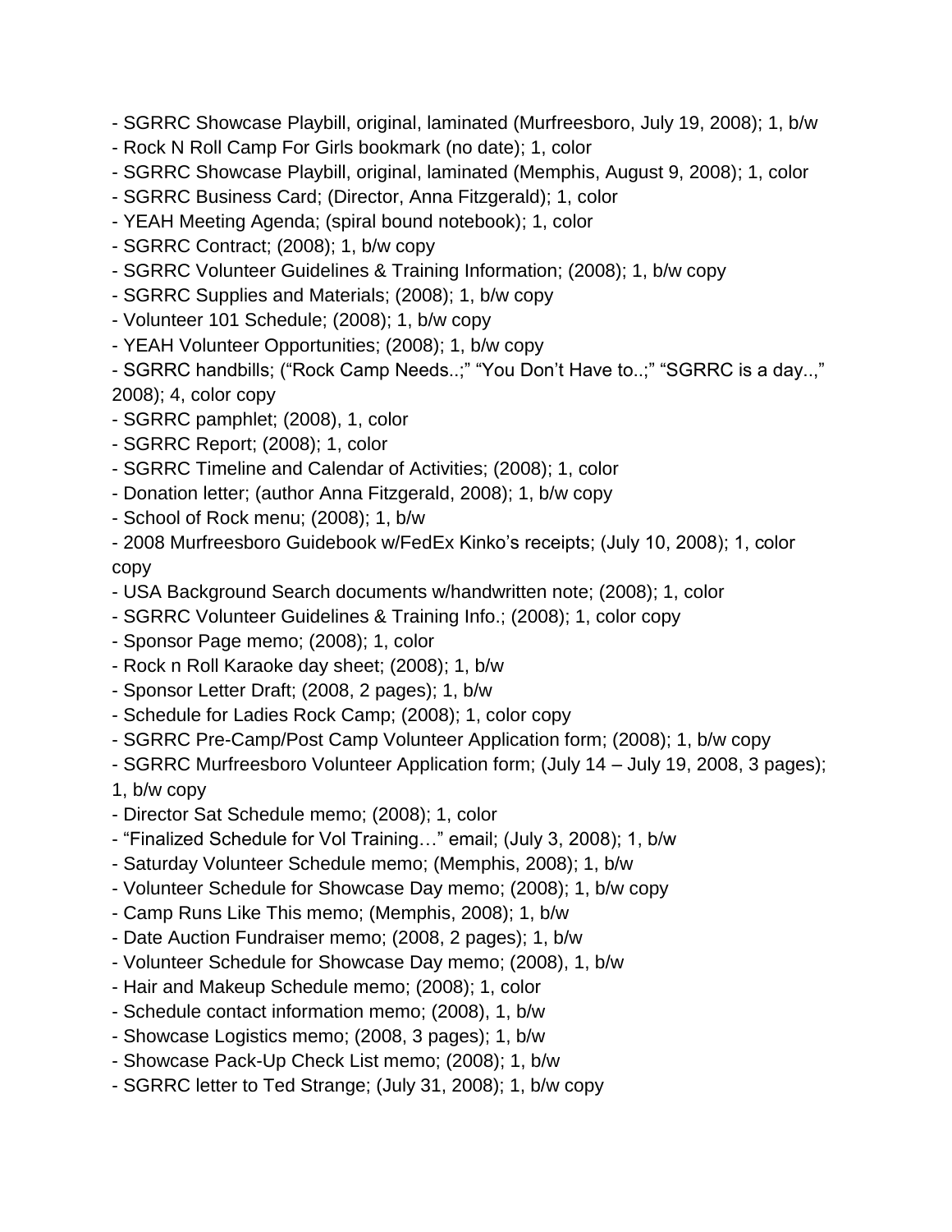- SGRRC Showcase Playbill, original, laminated (Murfreesboro, July 19, 2008); 1, b/w
- Rock N Roll Camp For Girls bookmark (no date); 1, color
- SGRRC Showcase Playbill, original, laminated (Memphis, August 9, 2008); 1, color
- SGRRC Business Card; (Director, Anna Fitzgerald); 1, color
- YEAH Meeting Agenda; (spiral bound notebook); 1, color
- SGRRC Contract; (2008); 1, b/w copy
- SGRRC Volunteer Guidelines & Training Information; (2008); 1, b/w copy
- SGRRC Supplies and Materials; (2008); 1, b/w copy
- Volunteer 101 Schedule; (2008); 1, b/w copy
- YEAH Volunteer Opportunities; (2008); 1, b/w copy
- SGRRC handbills; ("Rock Camp Needs..;" "You Don't Have to..;" "SGRRC is a day..," 2008); 4, color copy
- SGRRC pamphlet; (2008), 1, color
- SGRRC Report; (2008); 1, color
- SGRRC Timeline and Calendar of Activities; (2008); 1, color
- Donation letter; (author Anna Fitzgerald, 2008); 1, b/w copy
- School of Rock menu; (2008); 1, b/w
- 2008 Murfreesboro Guidebook w/FedEx Kinko's receipts; (July 10, 2008); 1, color copy
- USA Background Search documents w/handwritten note; (2008); 1, color
- SGRRC Volunteer Guidelines & Training Info.; (2008); 1, color copy
- Sponsor Page memo; (2008); 1, color
- Rock n Roll Karaoke day sheet; (2008); 1, b/w
- Sponsor Letter Draft; (2008, 2 pages); 1, b/w
- Schedule for Ladies Rock Camp; (2008); 1, color copy
- SGRRC Pre-Camp/Post Camp Volunteer Application form; (2008); 1, b/w copy
- SGRRC Murfreesboro Volunteer Application form; (July 14 – July 19, 2008, 3 pages); 1, b/w copy
- Director Sat Schedule memo; (2008); 1, color
- "Finalized Schedule for Vol Training…" email; (July 3, 2008); 1, b/w
- Saturday Volunteer Schedule memo; (Memphis, 2008); 1, b/w
- Volunteer Schedule for Showcase Day memo; (2008); 1, b/w copy
- Camp Runs Like This memo; (Memphis, 2008); 1, b/w
- Date Auction Fundraiser memo; (2008, 2 pages); 1, b/w
- Volunteer Schedule for Showcase Day memo; (2008), 1, b/w
- Hair and Makeup Schedule memo; (2008); 1, color
- Schedule contact information memo; (2008), 1, b/w
- Showcase Logistics memo; (2008, 3 pages); 1, b/w
- Showcase Pack-Up Check List memo; (2008); 1, b/w
- SGRRC letter to Ted Strange; (July 31, 2008); 1, b/w copy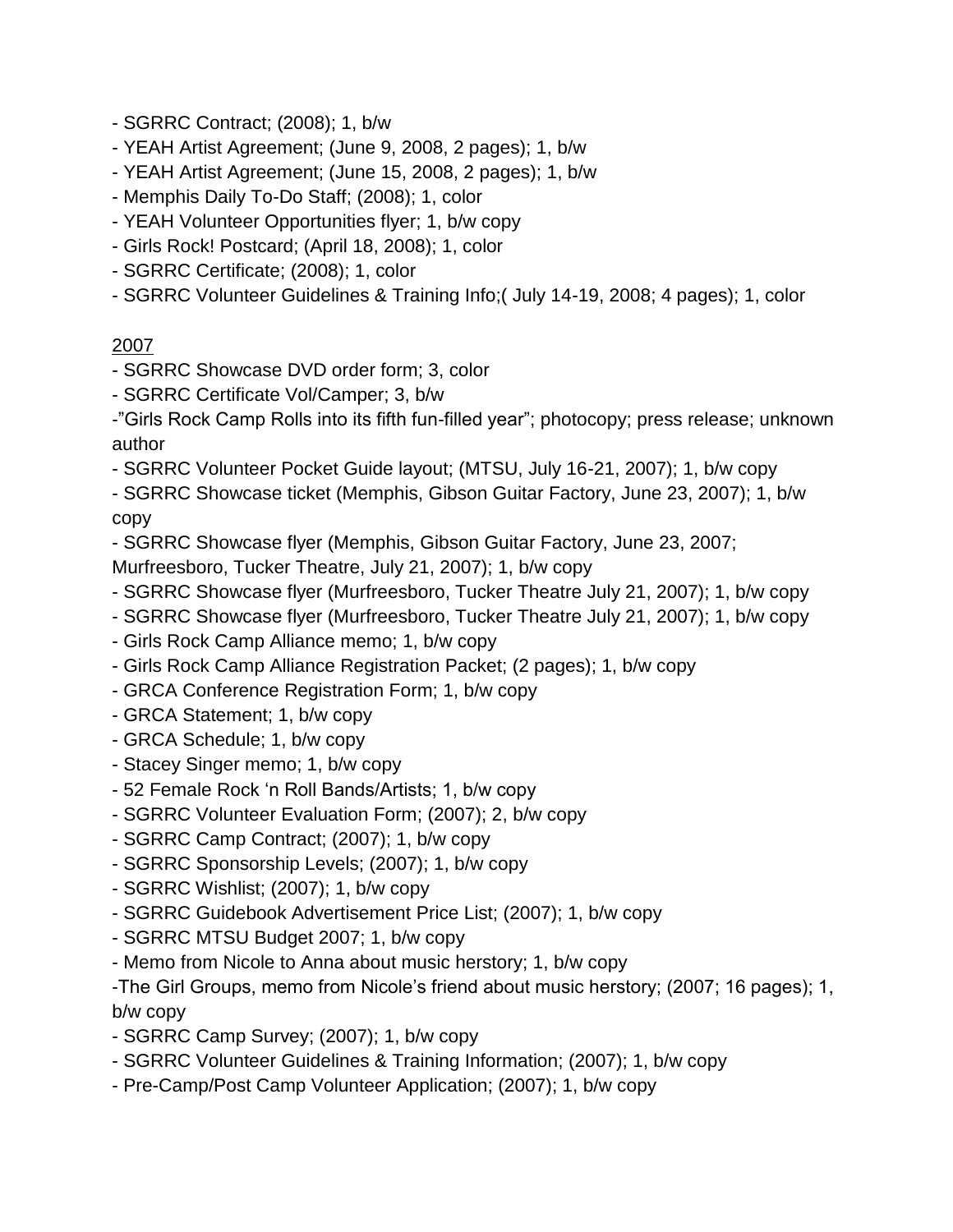- SGRRC Contract; (2008); 1, b/w
- YEAH Artist Agreement; (June 9, 2008, 2 pages); 1, b/w
- YEAH Artist Agreement; (June 15, 2008, 2 pages); 1, b/w
- Memphis Daily To-Do Staff; (2008); 1, color
- YEAH Volunteer Opportunities flyer; 1, b/w copy
- Girls Rock! Postcard; (April 18, 2008); 1, color
- SGRRC Certificate; (2008); 1, color
- SGRRC Volunteer Guidelines & Training Info;( July 14-19, 2008; 4 pages); 1, color

<u>2007</u>

- SGRRC Showcase DVD order form; 3, color
- SGRRC Certificate Vol/Camper; 3, b/w
-"Girls Rock Camp Rolls into its fifth fun-filled year"; photocopy; press release; unknown author
- SGRRC Volunteer Pocket Guide layout; (MTSU, July 16-21, 2007); 1, b/w copy
- SGRRC Showcase ticket (Memphis, Gibson Guitar Factory, June 23, 2007); 1, b/w copy
- SGRRC Showcase flyer (Memphis, Gibson Guitar Factory, June 23, 2007; Murfreesboro, Tucker Theatre, July 21, 2007); 1, b/w copy
- SGRRC Showcase flyer (Murfreesboro, Tucker Theatre July 21, 2007); 1, b/w copy
- SGRRC Showcase flyer (Murfreesboro, Tucker Theatre July 21, 2007); 1, b/w copy
- Girls Rock Camp Alliance memo; 1, b/w copy
- Girls Rock Camp Alliance Registration Packet; (2 pages); 1, b/w copy
- GRCA Conference Registration Form; 1, b/w copy
- GRCA Statement; 1, b/w copy
- GRCA Schedule; 1, b/w copy
- Stacey Singer memo; 1, b/w copy
- 52 Female Rock 'n Roll Bands/Artists; 1, b/w copy
- SGRRC Volunteer Evaluation Form; (2007); 2, b/w copy
- SGRRC Camp Contract; (2007); 1, b/w copy
- SGRRC Sponsorship Levels; (2007); 1, b/w copy
- SGRRC Wishlist; (2007); 1, b/w copy
- SGRRC Guidebook Advertisement Price List; (2007); 1, b/w copy
- SGRRC MTSU Budget 2007; 1, b/w copy
- Memo from Nicole to Anna about music herstory; 1, b/w copy
-The Girl Groups, memo from Nicole's friend about music herstory; (2007; 16 pages); 1, b/w copy
- SGRRC Camp Survey; (2007); 1, b/w copy
- SGRRC Volunteer Guidelines & Training Information; (2007); 1, b/w copy
- Pre-Camp/Post Camp Volunteer Application; (2007); 1, b/w copy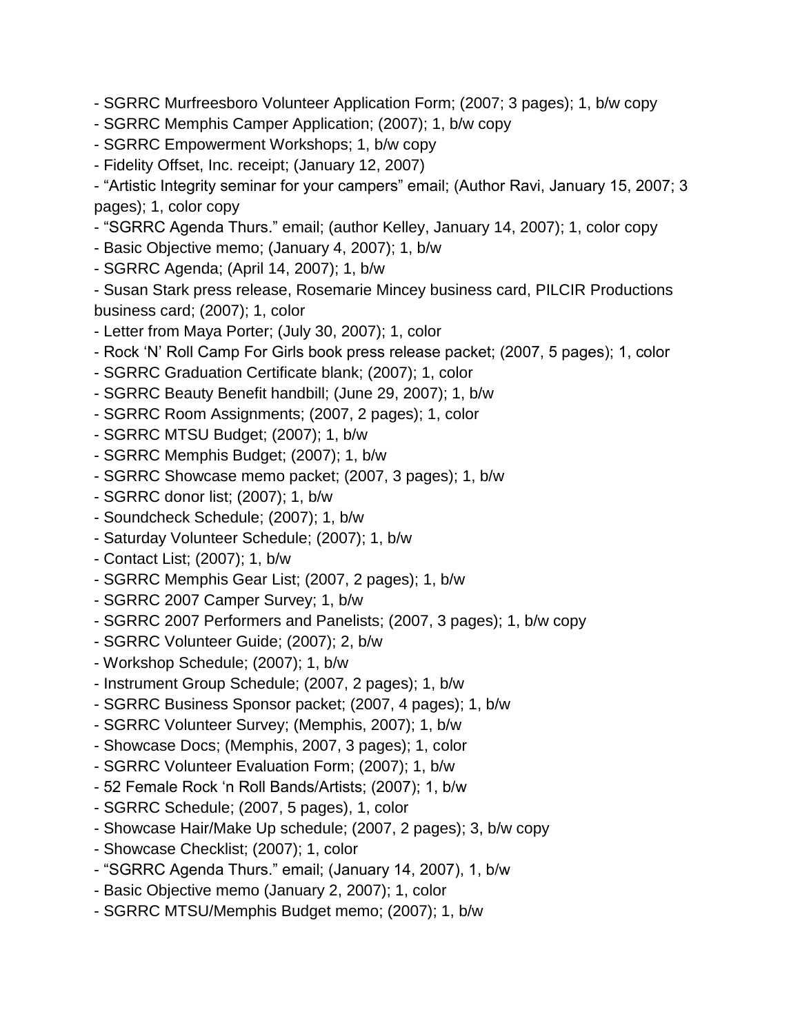- SGRRC Murfreesboro Volunteer Application Form; (2007; 3 pages); 1, b/w copy
- SGRRC Memphis Camper Application; (2007); 1, b/w copy
- SGRRC Empowerment Workshops; 1, b/w copy
- Fidelity Offset, Inc. receipt; (January 12, 2007)
- "Artistic Integrity seminar for your campers" email; (Author Ravi, January 15, 2007; 3 pages); 1, color copy
- "SGRRC Agenda Thurs." email; (author Kelley, January 14, 2007); 1, color copy
- Basic Objective memo; (January 4, 2007); 1, b/w
- SGRRC Agenda; (April 14, 2007); 1, b/w
- Susan Stark press release, Rosemarie Mincey business card, PILCIR Productions business card; (2007); 1, color
- Letter from Maya Porter; (July 30, 2007); 1, color
- Rock 'N' Roll Camp For Girls book press release packet; (2007, 5 pages); 1, color
- SGRRC Graduation Certificate blank; (2007); 1, color
- SGRRC Beauty Benefit handbill; (June 29, 2007); 1, b/w
- SGRRC Room Assignments; (2007, 2 pages); 1, color
- SGRRC MTSU Budget; (2007); 1, b/w
- SGRRC Memphis Budget; (2007); 1, b/w
- SGRRC Showcase memo packet; (2007, 3 pages); 1, b/w
- SGRRC donor list; (2007); 1, b/w
- Soundcheck Schedule; (2007); 1, b/w
- Saturday Volunteer Schedule; (2007); 1, b/w
- Contact List; (2007); 1, b/w
- SGRRC Memphis Gear List; (2007, 2 pages); 1, b/w
- SGRRC 2007 Camper Survey; 1, b/w
- SGRRC 2007 Performers and Panelists; (2007, 3 pages); 1, b/w copy
- SGRRC Volunteer Guide; (2007); 2, b/w
- Workshop Schedule; (2007); 1, b/w
- Instrument Group Schedule; (2007, 2 pages); 1, b/w
- SGRRC Business Sponsor packet; (2007, 4 pages); 1, b/w
- SGRRC Volunteer Survey; (Memphis, 2007); 1, b/w
- Showcase Docs; (Memphis, 2007, 3 pages); 1, color
- SGRRC Volunteer Evaluation Form; (2007); 1, b/w
- 52 Female Rock 'n Roll Bands/Artists; (2007); 1, b/w
- SGRRC Schedule; (2007, 5 pages), 1, color
- Showcase Hair/Make Up schedule; (2007, 2 pages); 3, b/w copy
- Showcase Checklist; (2007); 1, color
- "SGRRC Agenda Thurs." email; (January 14, 2007), 1, b/w
- Basic Objective memo (January 2, 2007); 1, color
- SGRRC MTSU/Memphis Budget memo; (2007); 1, b/w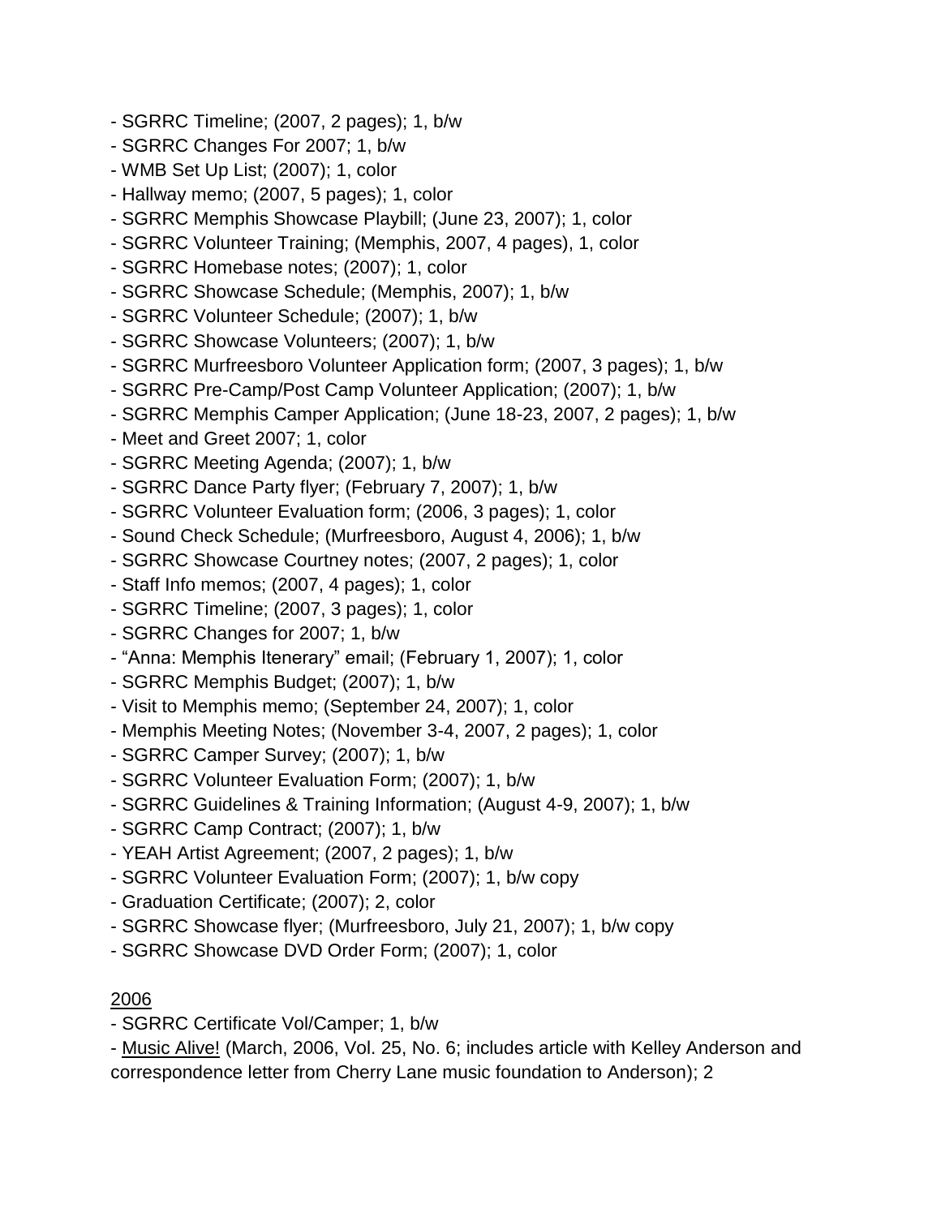- SGRRC Timeline; (2007, 2 pages); 1, b/w
- SGRRC Changes For 2007; 1, b/w
- WMB Set Up List; (2007); 1, color
- Hallway memo; (2007, 5 pages); 1, color
- SGRRC Memphis Showcase Playbill; (June 23, 2007); 1, color
- SGRRC Volunteer Training; (Memphis, 2007, 4 pages), 1, color
- SGRRC Homebase notes; (2007); 1, color
- SGRRC Showcase Schedule; (Memphis, 2007); 1, b/w
- SGRRC Volunteer Schedule; (2007); 1, b/w
- SGRRC Showcase Volunteers; (2007); 1, b/w
- SGRRC Murfreesboro Volunteer Application form; (2007, 3 pages); 1, b/w
- SGRRC Pre-Camp/Post Camp Volunteer Application; (2007); 1, b/w
- SGRRC Memphis Camper Application; (June 18-23, 2007, 2 pages); 1, b/w
- Meet and Greet 2007; 1, color
- SGRRC Meeting Agenda; (2007); 1, b/w
- SGRRC Dance Party flyer; (February 7, 2007); 1, b/w
- SGRRC Volunteer Evaluation form; (2006, 3 pages); 1, color
- Sound Check Schedule; (Murfreesboro, August 4, 2006); 1, b/w
- SGRRC Showcase Courtney notes; (2007, 2 pages); 1, color
- Staff Info memos; (2007, 4 pages); 1, color
- SGRRC Timeline; (2007, 3 pages); 1, color
- SGRRC Changes for 2007; 1, b/w
- "Anna: Memphis Itenerary" email; (February 1, 2007); 1, color
- SGRRC Memphis Budget; (2007); 1, b/w
- Visit to Memphis memo; (September 24, 2007); 1, color
- Memphis Meeting Notes; (November 3-4, 2007, 2 pages); 1, color
- SGRRC Camper Survey; (2007); 1, b/w
- SGRRC Volunteer Evaluation Form; (2007); 1, b/w
- SGRRC Guidelines & Training Information; (August 4-9, 2007); 1, b/w
- SGRRC Camp Contract; (2007); 1, b/w
- YEAH Artist Agreement; (2007, 2 pages); 1, b/w
- SGRRC Volunteer Evaluation Form; (2007); 1, b/w copy
- Graduation Certificate; (2007); 2, color
- SGRRC Showcase flyer; (Murfreesboro, July 21, 2007); 1, b/w copy
- SGRRC Showcase DVD Order Form; (2007); 1, color

<u>2006</u>

- SGRRC Certificate Vol/Camper; 1, b/w
- <u>Music Alive!</u> (March, 2006, Vol. 25, No. 6; includes article with Kelley Anderson and correspondence letter from Cherry Lane music foundation to Anderson); 2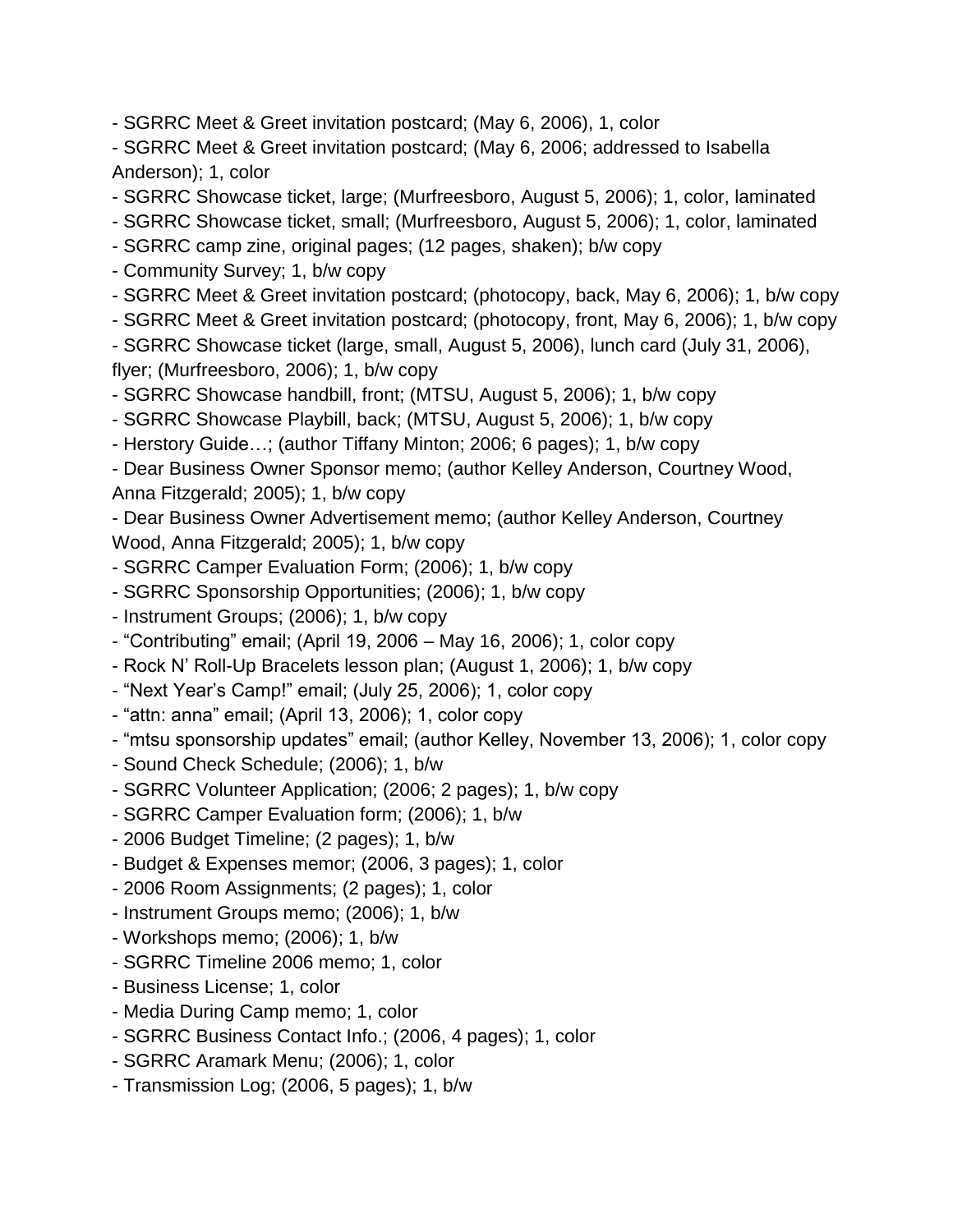- SGRRC Meet & Greet invitation postcard; (May 6, 2006), 1, color
- SGRRC Meet & Greet invitation postcard; (May 6, 2006; addressed to Isabella Anderson); 1, color
- SGRRC Showcase ticket, large; (Murfreesboro, August 5, 2006); 1, color, laminated
- SGRRC Showcase ticket, small; (Murfreesboro, August 5, 2006); 1, color, laminated
- SGRRC camp zine, original pages; (12 pages, shaken); b/w copy
- Community Survey; 1, b/w copy
- SGRRC Meet & Greet invitation postcard; (photocopy, back, May 6, 2006); 1, b/w copy
- SGRRC Meet & Greet invitation postcard; (photocopy, front, May 6, 2006); 1, b/w copy
- SGRRC Showcase ticket (large, small, August 5, 2006), lunch card (July 31, 2006), flyer; (Murfreesboro, 2006); 1, b/w copy
- SGRRC Showcase handbill, front; (MTSU, August 5, 2006); 1, b/w copy
- SGRRC Showcase Playbill, back; (MTSU, August 5, 2006); 1, b/w copy
- Herstory Guide…; (author Tiffany Minton; 2006; 6 pages); 1, b/w copy
- Dear Business Owner Sponsor memo; (author Kelley Anderson, Courtney Wood, Anna Fitzgerald; 2005); 1, b/w copy
- Dear Business Owner Advertisement memo; (author Kelley Anderson, Courtney Wood, Anna Fitzgerald; 2005); 1, b/w copy
- SGRRC Camper Evaluation Form; (2006); 1, b/w copy
- SGRRC Sponsorship Opportunities; (2006); 1, b/w copy
- Instrument Groups; (2006); 1, b/w copy
- "Contributing" email; (April 19, 2006 – May 16, 2006); 1, color copy
- Rock N' Roll-Up Bracelets lesson plan; (August 1, 2006); 1, b/w copy
- "Next Year's Camp!" email; (July 25, 2006); 1, color copy
- "attn: anna" email; (April 13, 2006); 1, color copy
- "mtsu sponsorship updates" email; (author Kelley, November 13, 2006); 1, color copy
- Sound Check Schedule; (2006); 1, b/w
- SGRRC Volunteer Application; (2006; 2 pages); 1, b/w copy
- SGRRC Camper Evaluation form; (2006); 1, b/w
- 2006 Budget Timeline; (2 pages); 1, b/w
- Budget & Expenses memor; (2006, 3 pages); 1, color
- 2006 Room Assignments; (2 pages); 1, color
- Instrument Groups memo; (2006); 1, b/w
- Workshops memo; (2006); 1, b/w
- SGRRC Timeline 2006 memo; 1, color
- Business License; 1, color
- Media During Camp memo; 1, color
- SGRRC Business Contact Info.; (2006, 4 pages); 1, color
- SGRRC Aramark Menu; (2006); 1, color
- Transmission Log; (2006, 5 pages); 1, b/w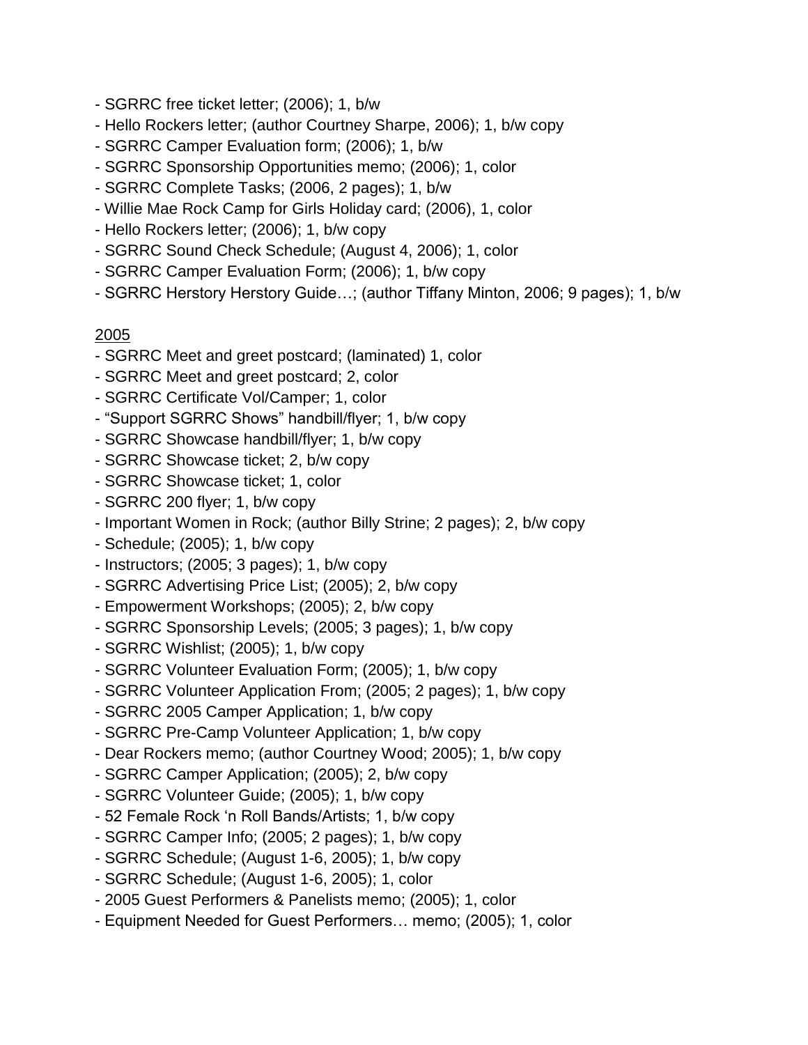- SGRRC free ticket letter; (2006); 1, b/w
- Hello Rockers letter; (author Courtney Sharpe, 2006); 1, b/w copy
- SGRRC Camper Evaluation form; (2006); 1, b/w
- SGRRC Sponsorship Opportunities memo; (2006); 1, color
- SGRRC Complete Tasks; (2006, 2 pages); 1, b/w
- Willie Mae Rock Camp for Girls Holiday card; (2006), 1, color
- Hello Rockers letter; (2006); 1, b/w copy
- SGRRC Sound Check Schedule; (August 4, 2006); 1, color
- SGRRC Camper Evaluation Form; (2006); 1, b/w copy
- SGRRC Herstory Herstory Guide…; (author Tiffany Minton, 2006; 9 pages); 1, b/w

<u>2005</u>

- SGRRC Meet and greet postcard; (laminated) 1, color
- SGRRC Meet and greet postcard; 2, color
- SGRRC Certificate Vol/Camper; 1, color
- "Support SGRRC Shows" handbill/flyer; 1, b/w copy
- SGRRC Showcase handbill/flyer; 1, b/w copy
- SGRRC Showcase ticket; 2, b/w copy
- SGRRC Showcase ticket; 1, color
- SGRRC 200 flyer; 1, b/w copy
- Important Women in Rock; (author Billy Strine; 2 pages); 2, b/w copy
- Schedule; (2005); 1, b/w copy
- Instructors; (2005; 3 pages); 1, b/w copy
- SGRRC Advertising Price List; (2005); 2, b/w copy
- Empowerment Workshops; (2005); 2, b/w copy
- SGRRC Sponsorship Levels; (2005; 3 pages); 1, b/w copy
- SGRRC Wishlist; (2005); 1, b/w copy
- SGRRC Volunteer Evaluation Form; (2005); 1, b/w copy
- SGRRC Volunteer Application From; (2005; 2 pages); 1, b/w copy
- SGRRC 2005 Camper Application; 1, b/w copy
- SGRRC Pre-Camp Volunteer Application; 1, b/w copy
- Dear Rockers memo; (author Courtney Wood; 2005); 1, b/w copy
- SGRRC Camper Application; (2005); 2, b/w copy
- SGRRC Volunteer Guide; (2005); 1, b/w copy
- 52 Female Rock 'n Roll Bands/Artists; 1, b/w copy
- SGRRC Camper Info; (2005; 2 pages); 1, b/w copy
- SGRRC Schedule; (August 1-6, 2005); 1, b/w copy
- SGRRC Schedule; (August 1-6, 2005); 1, color
- 2005 Guest Performers & Panelists memo; (2005); 1, color
- Equipment Needed for Guest Performers… memo; (2005); 1, color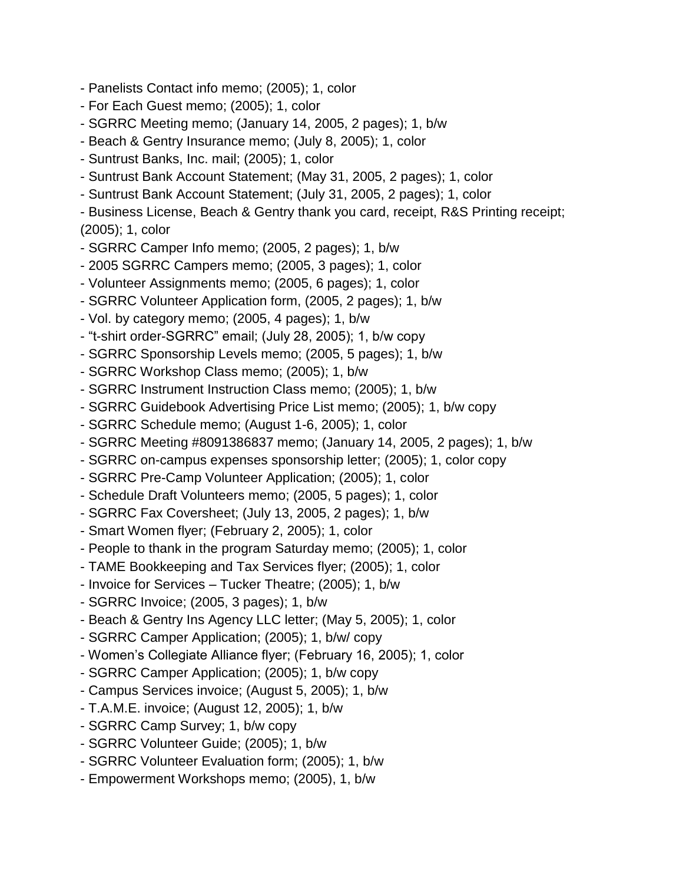- Panelists Contact info memo; (2005); 1, color
- For Each Guest memo; (2005); 1, color
- SGRRC Meeting memo; (January 14, 2005, 2 pages); 1, b/w
- Beach & Gentry Insurance memo; (July 8, 2005); 1, color
- Suntrust Banks, Inc. mail; (2005); 1, color
- Suntrust Bank Account Statement; (May 31, 2005, 2 pages); 1, color
- Suntrust Bank Account Statement; (July 31, 2005, 2 pages); 1, color
- Business License, Beach & Gentry thank you card, receipt, R&S Printing receipt; (2005); 1, color
- SGRRC Camper Info memo; (2005, 2 pages); 1, b/w
- 2005 SGRRC Campers memo; (2005, 3 pages); 1, color
- Volunteer Assignments memo; (2005, 6 pages); 1, color
- SGRRC Volunteer Application form, (2005, 2 pages); 1, b/w
- Vol. by category memo; (2005, 4 pages); 1, b/w
- "t-shirt order-SGRRC" email; (July 28, 2005); 1, b/w copy
- SGRRC Sponsorship Levels memo; (2005, 5 pages); 1, b/w
- SGRRC Workshop Class memo; (2005); 1, b/w
- SGRRC Instrument Instruction Class memo; (2005); 1, b/w
- SGRRC Guidebook Advertising Price List memo; (2005); 1, b/w copy
- SGRRC Schedule memo; (August 1-6, 2005); 1, color
- SGRRC Meeting #8091386837 memo; (January 14, 2005, 2 pages); 1, b/w
- SGRRC on-campus expenses sponsorship letter; (2005); 1, color copy
- SGRRC Pre-Camp Volunteer Application; (2005); 1, color
- Schedule Draft Volunteers memo; (2005, 5 pages); 1, color
- SGRRC Fax Coversheet; (July 13, 2005, 2 pages); 1, b/w
- Smart Women flyer; (February 2, 2005); 1, color
- People to thank in the program Saturday memo; (2005); 1, color
- TAME Bookkeeping and Tax Services flyer; (2005); 1, color
- Invoice for Services – Tucker Theatre; (2005); 1, b/w
- SGRRC Invoice; (2005, 3 pages); 1, b/w
- Beach & Gentry Ins Agency LLC letter; (May 5, 2005); 1, color
- SGRRC Camper Application; (2005); 1, b/w/ copy
- Women's Collegiate Alliance flyer; (February 16, 2005); 1, color
- SGRRC Camper Application; (2005); 1, b/w copy
- Campus Services invoice; (August 5, 2005); 1, b/w
- T.A.M.E. invoice; (August 12, 2005); 1, b/w
- SGRRC Camp Survey; 1, b/w copy
- SGRRC Volunteer Guide; (2005); 1, b/w
- SGRRC Volunteer Evaluation form; (2005); 1, b/w
- Empowerment Workshops memo; (2005), 1, b/w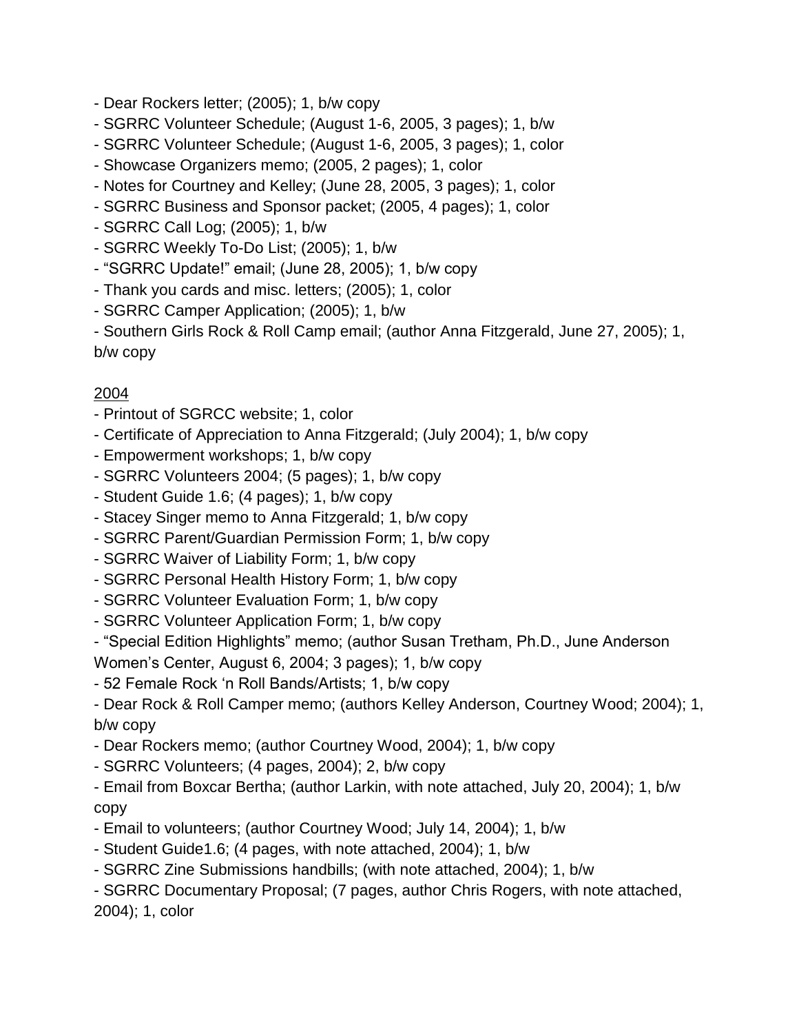- Dear Rockers letter; (2005); 1, b/w copy
- SGRRC Volunteer Schedule; (August 1-6, 2005, 3 pages); 1, b/w
- SGRRC Volunteer Schedule; (August 1-6, 2005, 3 pages); 1, color
- Showcase Organizers memo; (2005, 2 pages); 1, color
- Notes for Courtney and Kelley; (June 28, 2005, 3 pages); 1, color
- SGRRC Business and Sponsor packet; (2005, 4 pages); 1, color
- SGRRC Call Log; (2005); 1, b/w
- SGRRC Weekly To-Do List; (2005); 1, b/w
- “SGRRC Update!” email; (June 28, 2005); 1, b/w copy
- Thank you cards and misc. letters; (2005); 1, color
- SGRRC Camper Application; (2005); 1, b/w
- Southern Girls Rock & Roll Camp email; (author Anna Fitzgerald, June 27, 2005); 1, b/w copy

<u>2004</u>

- Printout of SGRCC website; 1, color
- Certificate of Appreciation to Anna Fitzgerald; (July 2004); 1, b/w copy
- Empowerment workshops; 1, b/w copy
- SGRRC Volunteers 2004; (5 pages); 1, b/w copy
- Student Guide 1.6; (4 pages); 1, b/w copy
- Stacey Singer memo to Anna Fitzgerald; 1, b/w copy
- SGRRC Parent/Guardian Permission Form; 1, b/w copy
- SGRRC Waiver of Liability Form; 1, b/w copy
- SGRRC Personal Health History Form; 1, b/w copy
- SGRRC Volunteer Evaluation Form; 1, b/w copy
- SGRRC Volunteer Application Form; 1, b/w copy
- “Special Edition Highlights” memo; (author Susan Tretham, Ph.D., June Anderson Women’s Center, August 6, 2004; 3 pages); 1, b/w copy
- 52 Female Rock ‘n Roll Bands/Artists; 1, b/w copy
- Dear Rock & Roll Camper memo; (authors Kelley Anderson, Courtney Wood; 2004); 1, b/w copy
- Dear Rockers memo; (author Courtney Wood, 2004); 1, b/w copy
- SGRRC Volunteers; (4 pages, 2004); 2, b/w copy
- Email from Boxcar Bertha; (author Larkin, with note attached, July 20, 2004); 1, b/w copy
- Email to volunteers; (author Courtney Wood; July 14, 2004); 1, b/w
- Student Guide1.6; (4 pages, with note attached, 2004); 1, b/w
- SGRRC Zine Submissions handbills; (with note attached, 2004); 1, b/w
- SGRRC Documentary Proposal; (7 pages, author Chris Rogers, with note attached, 2004); 1, color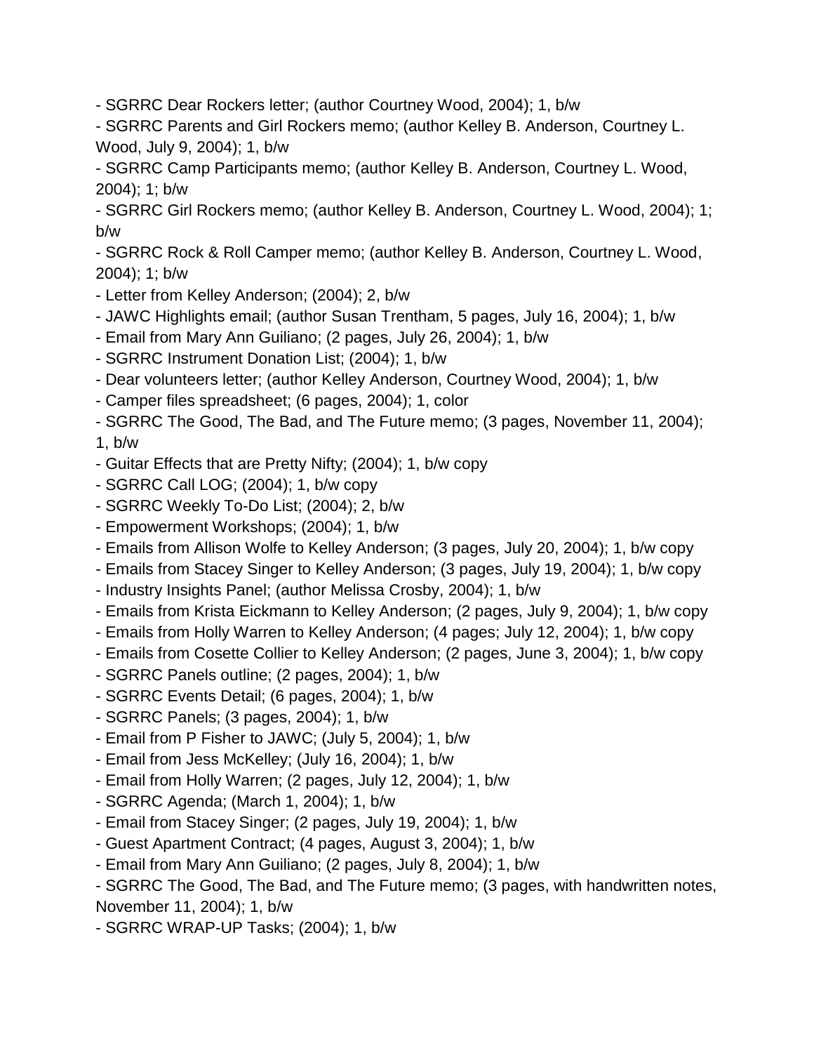- SGRRC Dear Rockers letter; (author Courtney Wood, 2004); 1, b/w
- SGRRC Parents and Girl Rockers memo; (author Kelley B. Anderson, Courtney L. Wood, July 9, 2004); 1, b/w
- SGRRC Camp Participants memo; (author Kelley B. Anderson, Courtney L. Wood, 2004); 1; b/w
- SGRRC Girl Rockers memo; (author Kelley B. Anderson, Courtney L. Wood, 2004); 1; b/w
- SGRRC Rock & Roll Camper memo; (author Kelley B. Anderson, Courtney L. Wood, 2004); 1; b/w
- Letter from Kelley Anderson; (2004); 2, b/w
- JAWC Highlights email; (author Susan Trentham, 5 pages, July 16, 2004); 1, b/w
- Email from Mary Ann Guiliano; (2 pages, July 26, 2004); 1, b/w
- SGRRC Instrument Donation List; (2004); 1, b/w
- Dear volunteers letter; (author Kelley Anderson, Courtney Wood, 2004); 1, b/w
- Camper files spreadsheet; (6 pages, 2004); 1, color
- SGRRC The Good, The Bad, and The Future memo; (3 pages, November 11, 2004); 1, b/w
- Guitar Effects that are Pretty Nifty; (2004); 1, b/w copy
- SGRRC Call LOG; (2004); 1, b/w copy
- SGRRC Weekly To-Do List; (2004); 2, b/w
- Empowerment Workshops; (2004); 1, b/w
- Emails from Allison Wolfe to Kelley Anderson; (3 pages, July 20, 2004); 1, b/w copy
- Emails from Stacey Singer to Kelley Anderson; (3 pages, July 19, 2004); 1, b/w copy
- Industry Insights Panel; (author Melissa Crosby, 2004); 1, b/w
- Emails from Krista Eickmann to Kelley Anderson; (2 pages, July 9, 2004); 1, b/w copy
- Emails from Holly Warren to Kelley Anderson; (4 pages; July 12, 2004); 1, b/w copy
- Emails from Cosette Collier to Kelley Anderson; (2 pages, June 3, 2004); 1, b/w copy
- SGRRC Panels outline; (2 pages, 2004); 1, b/w
- SGRRC Events Detail; (6 pages, 2004); 1, b/w
- SGRRC Panels; (3 pages, 2004); 1, b/w
- Email from P Fisher to JAWC; (July 5, 2004); 1, b/w
- Email from Jess McKelley; (July 16, 2004); 1, b/w
- Email from Holly Warren; (2 pages, July 12, 2004); 1, b/w
- SGRRC Agenda; (March 1, 2004); 1, b/w
- Email from Stacey Singer; (2 pages, July 19, 2004); 1, b/w
- Guest Apartment Contract; (4 pages, August 3, 2004); 1, b/w
- Email from Mary Ann Guiliano; (2 pages, July 8, 2004); 1, b/w
- SGRRC The Good, The Bad, and The Future memo; (3 pages, with handwritten notes, November 11, 2004); 1, b/w
- SGRRC WRAP-UP Tasks; (2004); 1, b/w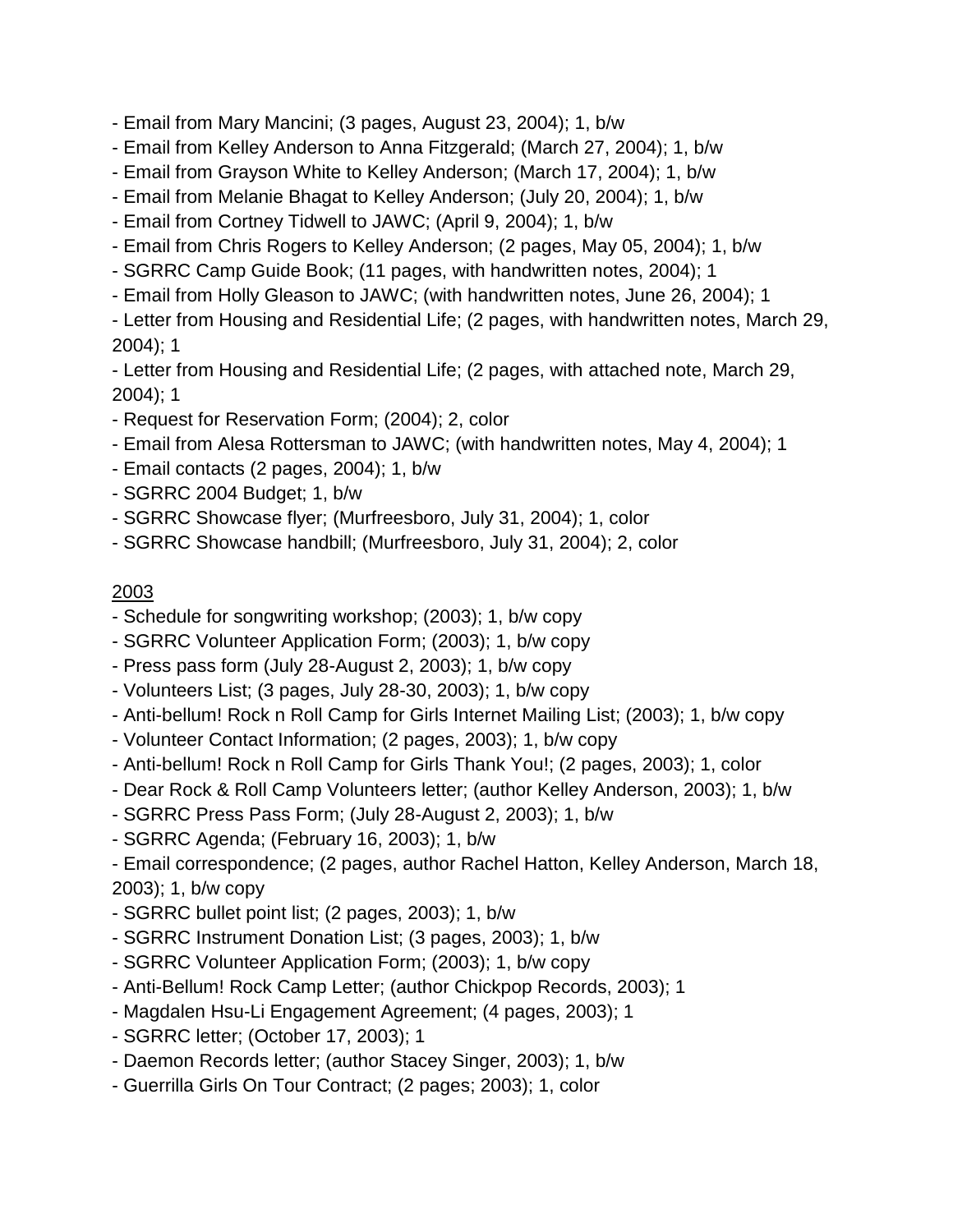- Email from Mary Mancini; (3 pages, August 23, 2004); 1, b/w
- Email from Kelley Anderson to Anna Fitzgerald; (March 27, 2004); 1, b/w
- Email from Grayson White to Kelley Anderson; (March 17, 2004); 1, b/w
- Email from Melanie Bhagat to Kelley Anderson; (July 20, 2004); 1, b/w
- Email from Cortney Tidwell to JAWC; (April 9, 2004); 1, b/w
- Email from Chris Rogers to Kelley Anderson; (2 pages, May 05, 2004); 1, b/w
- SGRRC Camp Guide Book; (11 pages, with handwritten notes, 2004); 1
- Email from Holly Gleason to JAWC; (with handwritten notes, June 26, 2004); 1
- Letter from Housing and Residential Life; (2 pages, with handwritten notes, March 29, 2004); 1
- Letter from Housing and Residential Life; (2 pages, with attached note, March 29, 2004); 1
- Request for Reservation Form; (2004); 2, color
- Email from Alesa Rottersman to JAWC; (with handwritten notes, May 4, 2004); 1
- Email contacts (2 pages, 2004); 1, b/w
- SGRRC 2004 Budget; 1, b/w
- SGRRC Showcase flyer; (Murfreesboro, July 31, 2004); 1, color
- SGRRC Showcase handbill; (Murfreesboro, July 31, 2004); 2, color

<u>2003</u>

- Schedule for songwriting workshop; (2003); 1, b/w copy
- SGRRC Volunteer Application Form; (2003); 1, b/w copy
- Press pass form (July 28-August 2, 2003); 1, b/w copy
- Volunteers List; (3 pages, July 28-30, 2003); 1, b/w copy
- Anti-bellum! Rock n Roll Camp for Girls Internet Mailing List; (2003); 1, b/w copy
- Volunteer Contact Information; (2 pages, 2003); 1, b/w copy
- Anti-bellum! Rock n Roll Camp for Girls Thank You!; (2 pages, 2003); 1, color
- Dear Rock & Roll Camp Volunteers letter; (author Kelley Anderson, 2003); 1, b/w
- SGRRC Press Pass Form; (July 28-August 2, 2003); 1, b/w
- SGRRC Agenda; (February 16, 2003); 1, b/w
- Email correspondence; (2 pages, author Rachel Hatton, Kelley Anderson, March 18, 2003); 1, b/w copy
- SGRRC bullet point list; (2 pages, 2003); 1, b/w
- SGRRC Instrument Donation List; (3 pages, 2003); 1, b/w
- SGRRC Volunteer Application Form; (2003); 1, b/w copy
- Anti-Bellum! Rock Camp Letter; (author Chickpop Records, 2003); 1
- Magdalen Hsu-Li Engagement Agreement; (4 pages, 2003); 1
- SGRRC letter; (October 17, 2003); 1
- Daemon Records letter; (author Stacey Singer, 2003); 1, b/w
- Guerrilla Girls On Tour Contract; (2 pages; 2003); 1, color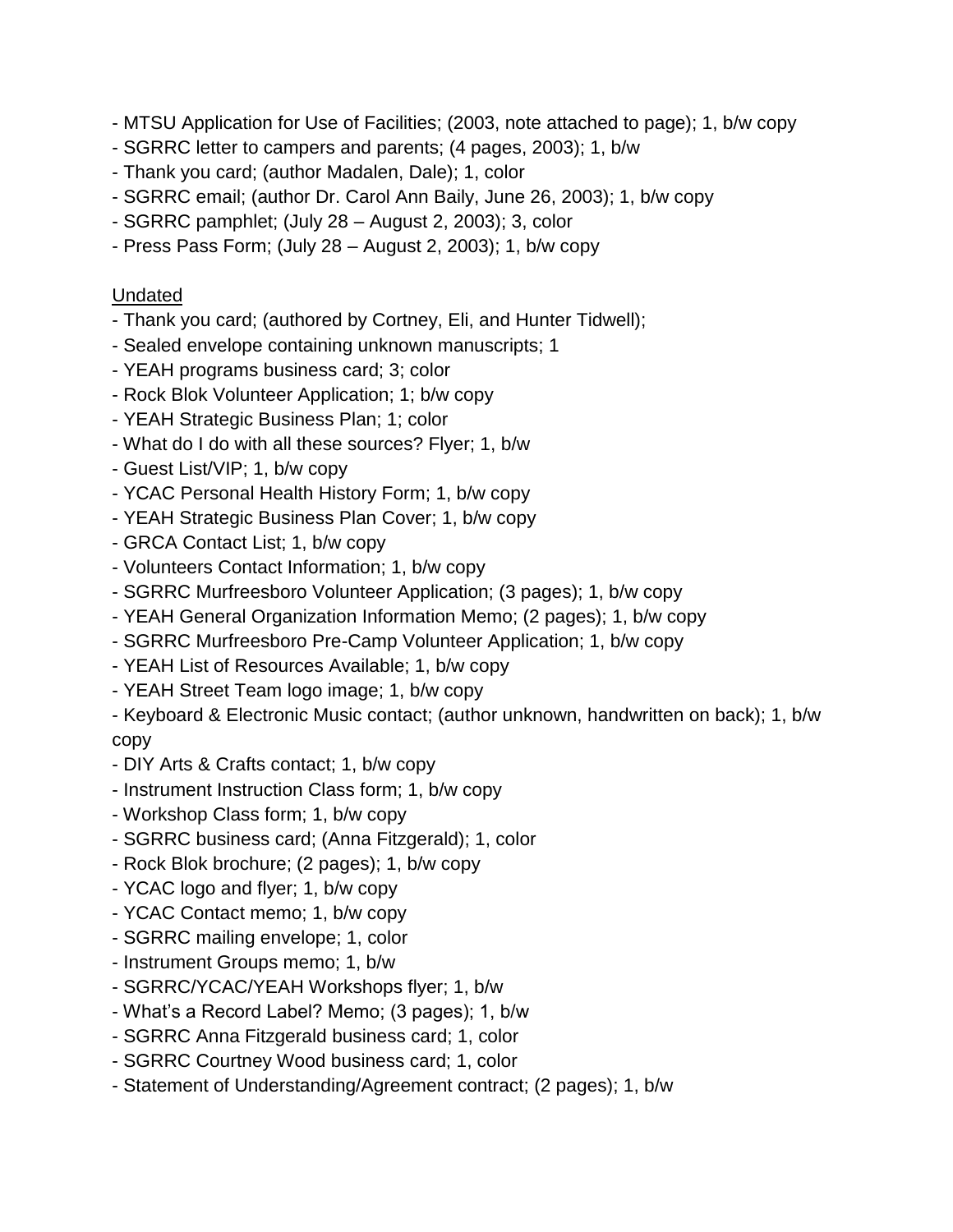- MTSU Application for Use of Facilities; (2003, note attached to page); 1, b/w copy
- SGRRC letter to campers and parents; (4 pages, 2003); 1, b/w
- Thank you card; (author Madalen, Dale); 1, color
- SGRRC email; (author Dr. Carol Ann Baily, June 26, 2003); 1, b/w copy
- SGRRC pamphlet; (July 28 – August 2, 2003); 3, color
- Press Pass Form; (July 28 – August 2, 2003); 1, b/w copy

<u>Undated</u>

- Thank you card; (authored by Cortney, Eli, and Hunter Tidwell);
- Sealed envelope containing unknown manuscripts; 1
- YEAH programs business card; 3; color
- Rock Blok Volunteer Application; 1; b/w copy
- YEAH Strategic Business Plan; 1; color
- What do I do with all these sources? Flyer; 1, b/w
- Guest List/VIP; 1, b/w copy
- YCAC Personal Health History Form; 1, b/w copy
- YEAH Strategic Business Plan Cover; 1, b/w copy
- GRCA Contact List; 1, b/w copy
- Volunteers Contact Information; 1, b/w copy
- SGRRC Murfreesboro Volunteer Application; (3 pages); 1, b/w copy
- YEAH General Organization Information Memo; (2 pages); 1, b/w copy
- SGRRC Murfreesboro Pre-Camp Volunteer Application; 1, b/w copy
- YEAH List of Resources Available; 1, b/w copy
- YEAH Street Team logo image; 1, b/w copy
- Keyboard & Electronic Music contact; (author unknown, handwritten on back); 1, b/w copy
- DIY Arts & Crafts contact; 1, b/w copy
- Instrument Instruction Class form; 1, b/w copy
- Workshop Class form; 1, b/w copy
- SGRRC business card; (Anna Fitzgerald); 1, color
- Rock Blok brochure; (2 pages); 1, b/w copy
- YCAC logo and flyer; 1, b/w copy
- YCAC Contact memo; 1, b/w copy
- SGRRC mailing envelope; 1, color
- Instrument Groups memo; 1, b/w
- SGRRC/YCAC/YEAH Workshops flyer; 1, b/w
- What's a Record Label? Memo; (3 pages); 1, b/w
- SGRRC Anna Fitzgerald business card; 1, color
- SGRRC Courtney Wood business card; 1, color
- Statement of Understanding/Agreement contract; (2 pages); 1, b/w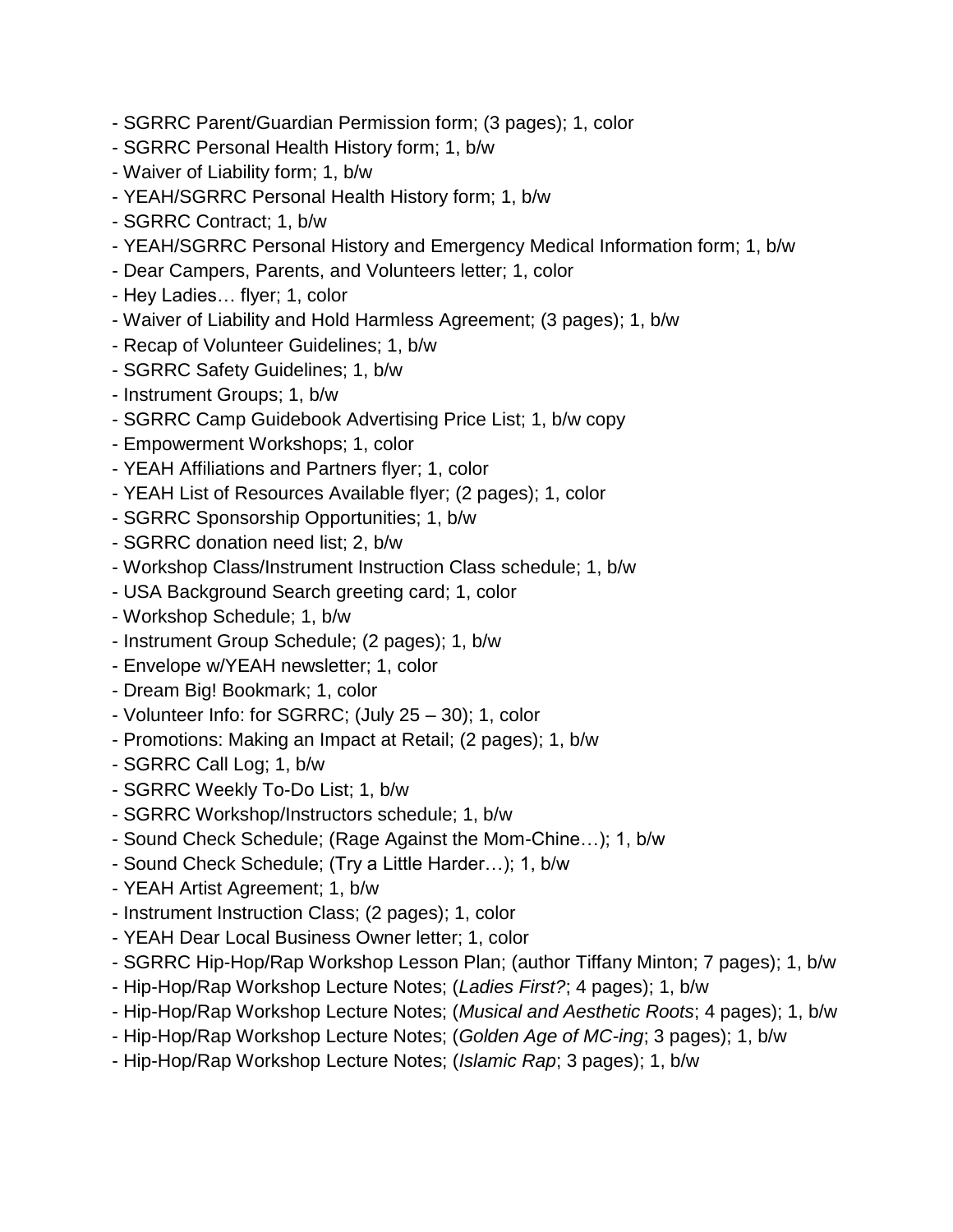- SGRRC Parent/Guardian Permission form; (3 pages); 1, color
- SGRRC Personal Health History form; 1, b/w
- Waiver of Liability form; 1, b/w
- YEAH/SGRRC Personal Health History form; 1, b/w
- SGRRC Contract; 1, b/w
- YEAH/SGRRC Personal History and Emergency Medical Information form; 1, b/w
- Dear Campers, Parents, and Volunteers letter; 1, color
- Hey Ladies… flyer; 1, color
- Waiver of Liability and Hold Harmless Agreement; (3 pages); 1, b/w
- Recap of Volunteer Guidelines; 1, b/w
- SGRRC Safety Guidelines; 1, b/w
- Instrument Groups; 1, b/w
- SGRRC Camp Guidebook Advertising Price List; 1, b/w copy
- Empowerment Workshops; 1, color
- YEAH Affiliations and Partners flyer; 1, color
- YEAH List of Resources Available flyer; (2 pages); 1, color
- SGRRC Sponsorship Opportunities; 1, b/w
- SGRRC donation need list; 2, b/w
- Workshop Class/Instrument Instruction Class schedule; 1, b/w
- USA Background Search greeting card; 1, color
- Workshop Schedule; 1, b/w
- Instrument Group Schedule; (2 pages); 1, b/w
- Envelope w/YEAH newsletter; 1, color
- Dream Big! Bookmark; 1, color
- Volunteer Info: for SGRRC; (July 25 – 30); 1, color
- Promotions: Making an Impact at Retail; (2 pages); 1, b/w
- SGRRC Call Log; 1, b/w
- SGRRC Weekly To-Do List; 1, b/w
- SGRRC Workshop/Instructors schedule; 1, b/w
- Sound Check Schedule; (Rage Against the Mom-Chine…); 1, b/w
- Sound Check Schedule; (Try a Little Harder…); 1, b/w
- YEAH Artist Agreement; 1, b/w
- Instrument Instruction Class; (2 pages); 1, color
- YEAH Dear Local Business Owner letter; 1, color
- SGRRC Hip-Hop/Rap Workshop Lesson Plan; (author Tiffany Minton; 7 pages); 1, b/w
- Hip-Hop/Rap Workshop Lecture Notes; (*Ladies First?*; 4 pages); 1, b/w
- Hip-Hop/Rap Workshop Lecture Notes; (*Musical and Aesthetic Roots*; 4 pages); 1, b/w
- Hip-Hop/Rap Workshop Lecture Notes; (*Golden Age of MC-ing*; 3 pages); 1, b/w
- Hip-Hop/Rap Workshop Lecture Notes; (*Islamic Rap*; 3 pages); 1, b/w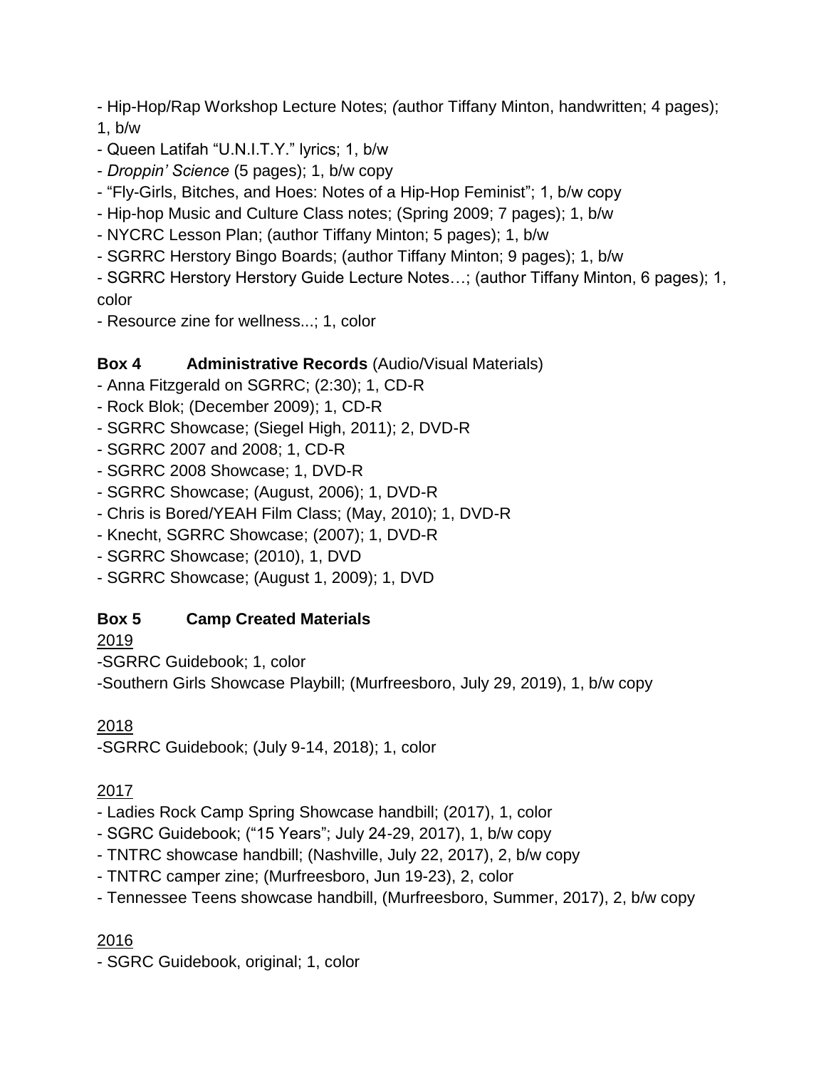- Hip-Hop/Rap Workshop Lecture Notes; *(*author Tiffany Minton, handwritten; 4 pages); 1, b/w
- Queen Latifah "U.N.I.T.Y." lyrics; 1, b/w
- *Droppin' Science* (5 pages); 1, b/w copy
- "Fly-Girls, Bitches, and Hoes: Notes of a Hip-Hop Feminist"; 1, b/w copy
- Hip-hop Music and Culture Class notes; (Spring 2009; 7 pages); 1, b/w
- NYCRC Lesson Plan; (author Tiffany Minton; 5 pages); 1, b/w
- SGRRC Herstory Bingo Boards; (author Tiffany Minton; 9 pages); 1, b/w
- SGRRC Herstory Herstory Guide Lecture Notes…; (author Tiffany Minton, 6 pages); 1, color
- Resource zine for wellness...; 1, color

**Box 4 Administrative Records** (Audio/Visual Materials)

- Anna Fitzgerald on SGRRC; (2:30); 1, CD-R
- Rock Blok; (December 2009); 1, CD-R
- SGRRC Showcase; (Siegel High, 2011); 2, DVD-R
- SGRRC 2007 and 2008; 1, CD-R
- SGRRC 2008 Showcase; 1, DVD-R
- SGRRC Showcase; (August, 2006); 1, DVD-R
- Chris is Bored/YEAH Film Class; (May, 2010); 1, DVD-R
- Knecht, SGRRC Showcase; (2007); 1, DVD-R
- SGRRC Showcase; (2010), 1, DVD
- SGRRC Showcase; (August 1, 2009); 1, DVD

**Box 5 Camp Created Materials**

<u>2019</u>

-SGRRC Guidebook; 1, color
-Southern Girls Showcase Playbill; (Murfreesboro, July 29, 2019), 1, b/w copy

<u>2018</u>

-SGRRC Guidebook; (July 9-14, 2018); 1, color

<u>2017</u>

- Ladies Rock Camp Spring Showcase handbill; (2017), 1, color
- SGRC Guidebook; ("15 Years"; July 24-29, 2017), 1, b/w copy
- TNTRC showcase handbill; (Nashville, July 22, 2017), 2, b/w copy
- TNTRC camper zine; (Murfreesboro, Jun 19-23), 2, color
- Tennessee Teens showcase handbill, (Murfreesboro, Summer, 2017), 2, b/w copy

<u>2016</u>

- SGRC Guidebook, original; 1, color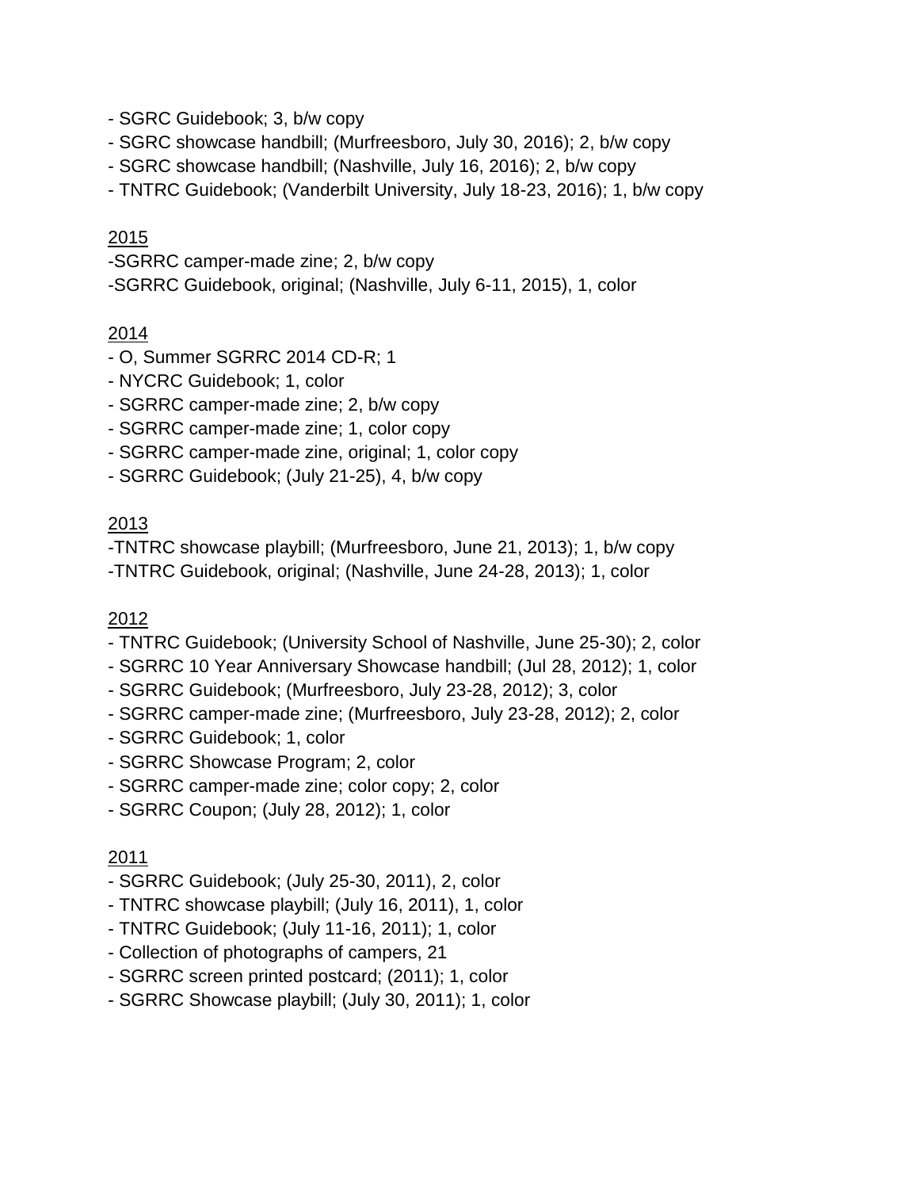- SGRC Guidebook; 3, b/w copy
- SGRC showcase handbill; (Murfreesboro, July 30, 2016); 2, b/w copy
- SGRC showcase handbill; (Nashville, July 16, 2016); 2, b/w copy
- TNTRC Guidebook; (Vanderbilt University, July 18-23, 2016); 1, b/w copy

<u>2015</u>

-SGRRC camper-made zine; 2, b/w copy
-SGRRC Guidebook, original; (Nashville, July 6-11, 2015), 1, color

<u>2014</u>

- O, Summer SGRRC 2014 CD-R; 1
- NYCRC Guidebook; 1, color
- SGRRC camper-made zine; 2, b/w copy
- SGRRC camper-made zine; 1, color copy
- SGRRC camper-made zine, original; 1, color copy
- SGRRC Guidebook; (July 21-25), 4, b/w copy

<u>2013</u>

-TNTRC showcase playbill; (Murfreesboro, June 21, 2013); 1, b/w copy
-TNTRC Guidebook, original; (Nashville, June 24-28, 2013); 1, color

<u>2012</u>

- TNTRC Guidebook; (University School of Nashville, June 25-30); 2, color
- SGRRC 10 Year Anniversary Showcase handbill; (Jul 28, 2012); 1, color
- SGRRC Guidebook; (Murfreesboro, July 23-28, 2012); 3, color
- SGRRC camper-made zine; (Murfreesboro, July 23-28, 2012); 2, color
- SGRRC Guidebook; 1, color
- SGRRC Showcase Program; 2, color
- SGRRC camper-made zine; color copy; 2, color
- SGRRC Coupon; (July 28, 2012); 1, color

<u>2011</u>

- SGRRC Guidebook; (July 25-30, 2011), 2, color
- TNTRC showcase playbill; (July 16, 2011), 1, color
- TNTRC Guidebook; (July 11-16, 2011); 1, color
- Collection of photographs of campers, 21
- SGRRC screen printed postcard; (2011); 1, color
- SGRRC Showcase playbill; (July 30, 2011); 1, color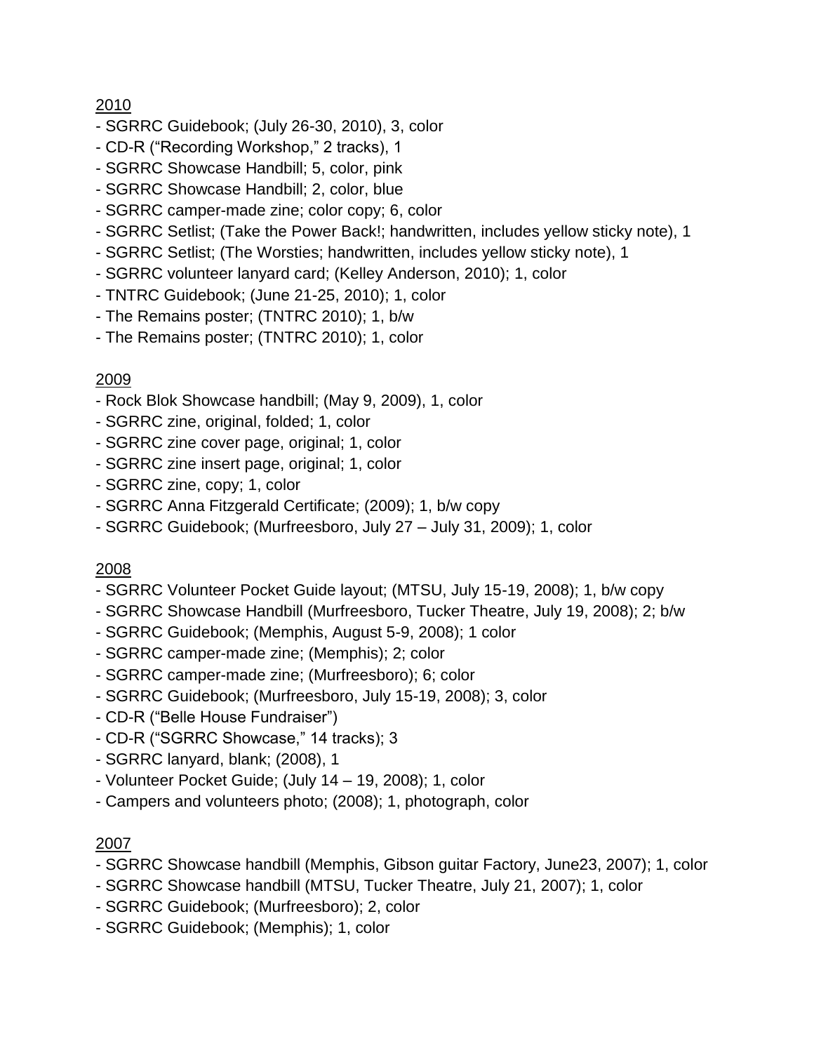<u>2010</u>

- SGRRC Guidebook; (July 26-30, 2010), 3, color
- CD-R (“Recording Workshop,” 2 tracks), 1
- SGRRC Showcase Handbill; 5, color, pink
- SGRRC Showcase Handbill; 2, color, blue
- SGRRC camper-made zine; color copy; 6, color
- SGRRC Setlist; (Take the Power Back!; handwritten, includes yellow sticky note), 1
- SGRRC Setlist; (The Worsties; handwritten, includes yellow sticky note), 1
- SGRRC volunteer lanyard card; (Kelley Anderson, 2010); 1, color
- TNTRC Guidebook; (June 21-25, 2010); 1, color
- The Remains poster; (TNTRC 2010); 1, b/w
- The Remains poster; (TNTRC 2010); 1, color

<u>2009</u>

- Rock Blok Showcase handbill; (May 9, 2009), 1, color
- SGRRC zine, original, folded; 1, color
- SGRRC zine cover page, original; 1, color
- SGRRC zine insert page, original; 1, color
- SGRRC zine, copy; 1, color
- SGRRC Anna Fitzgerald Certificate; (2009); 1, b/w copy
- SGRRC Guidebook; (Murfreesboro, July 27 – July 31, 2009); 1, color

<u>2008</u>

- SGRRC Volunteer Pocket Guide layout; (MTSU, July 15-19, 2008); 1, b/w copy
- SGRRC Showcase Handbill (Murfreesboro, Tucker Theatre, July 19, 2008); 2; b/w
- SGRRC Guidebook; (Memphis, August 5-9, 2008); 1 color
- SGRRC camper-made zine; (Memphis); 2; color
- SGRRC camper-made zine; (Murfreesboro); 6; color
- SGRRC Guidebook; (Murfreesboro, July 15-19, 2008); 3, color
- CD-R (“Belle House Fundraiser”)
- CD-R (“SGRRC Showcase,” 14 tracks); 3
- SGRRC lanyard, blank; (2008), 1
- Volunteer Pocket Guide; (July 14 – 19, 2008); 1, color
- Campers and volunteers photo; (2008); 1, photograph, color

<u>2007</u>

- SGRRC Showcase handbill (Memphis, Gibson guitar Factory, June23, 2007); 1, color
- SGRRC Showcase handbill (MTSU, Tucker Theatre, July 21, 2007); 1, color
- SGRRC Guidebook; (Murfreesboro); 2, color
- SGRRC Guidebook; (Memphis); 1, color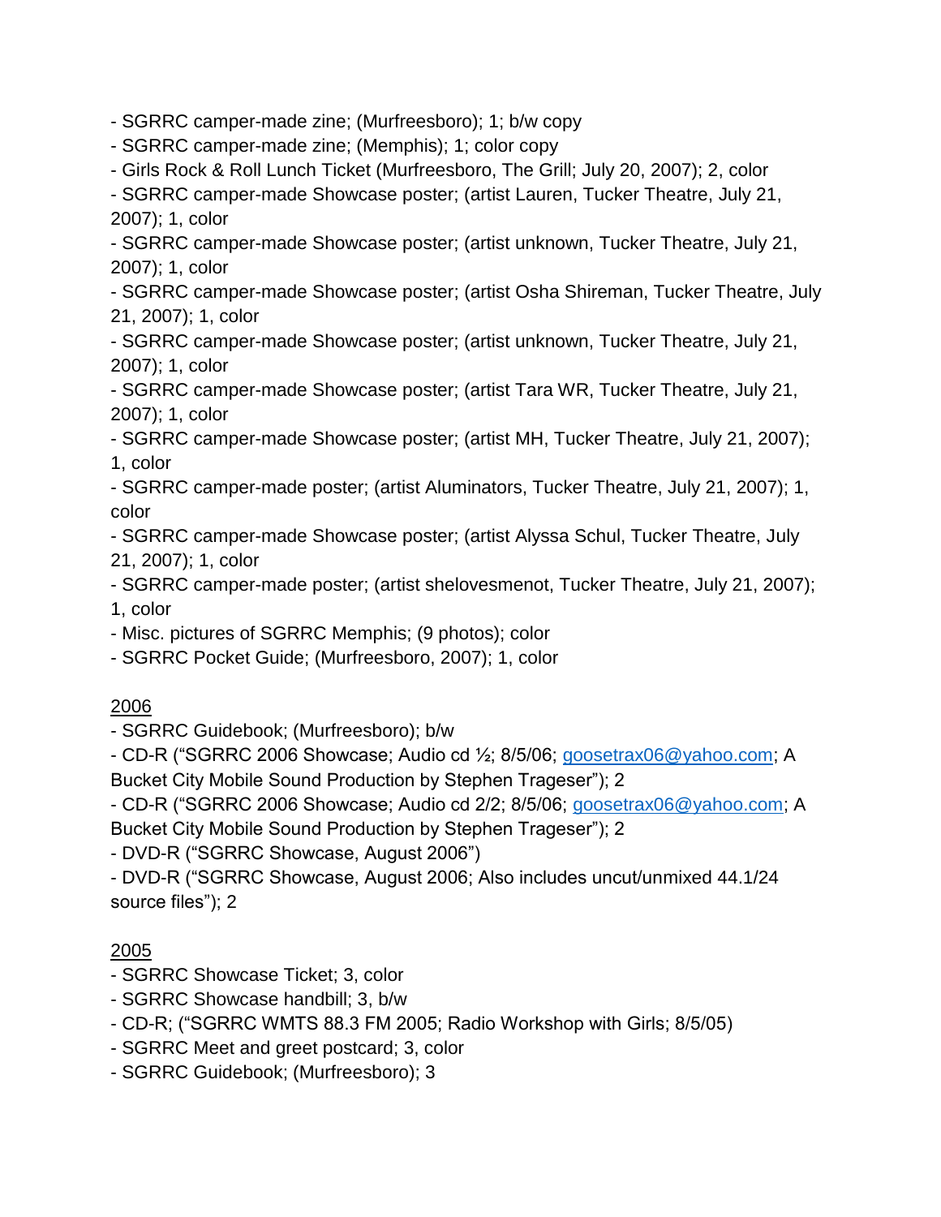- SGRRC camper-made zine; (Murfreesboro); 1; b/w copy
- SGRRC camper-made zine; (Memphis); 1; color copy
- Girls Rock & Roll Lunch Ticket (Murfreesboro, The Grill; July 20, 2007); 2, color
- SGRRC camper-made Showcase poster; (artist Lauren, Tucker Theatre, July 21, 2007); 1, color
- SGRRC camper-made Showcase poster; (artist unknown, Tucker Theatre, July 21, 2007); 1, color
- SGRRC camper-made Showcase poster; (artist Osha Shireman, Tucker Theatre, July 21, 2007); 1, color
- SGRRC camper-made Showcase poster; (artist unknown, Tucker Theatre, July 21, 2007); 1, color
- SGRRC camper-made Showcase poster; (artist Tara WR, Tucker Theatre, July 21, 2007); 1, color
- SGRRC camper-made Showcase poster; (artist MH, Tucker Theatre, July 21, 2007); 1, color
- SGRRC camper-made poster; (artist Aluminators, Tucker Theatre, July 21, 2007); 1, color
- SGRRC camper-made Showcase poster; (artist Alyssa Schul, Tucker Theatre, July 21, 2007); 1, color
- SGRRC camper-made poster; (artist shelovesmenot, Tucker Theatre, July 21, 2007); 1, color
- Misc. pictures of SGRRC Memphis; (9 photos); color
- SGRRC Pocket Guide; (Murfreesboro, 2007); 1, color

2006

- SGRRC Guidebook; (Murfreesboro); b/w
- CD-R (“SGRRC 2006 Showcase; Audio cd ½; 8/5/06; goosetrax06@yahoo.com; A Bucket City Mobile Sound Production by Stephen Trageser”); 2
- CD-R (“SGRRC 2006 Showcase; Audio cd 2/2; 8/5/06; goosetrax06@yahoo.com; A Bucket City Mobile Sound Production by Stephen Trageser”); 2
- DVD-R (“SGRRC Showcase, August 2006”)
- DVD-R (“SGRRC Showcase, August 2006; Also includes uncut/unmixed 44.1/24 source files”); 2

2005

- SGRRC Showcase Ticket; 3, color
- SGRRC Showcase handbill; 3, b/w
- CD-R; (“SGRRC WMTS 88.3 FM 2005; Radio Workshop with Girls; 8/5/05)
- SGRRC Meet and greet postcard; 3, color
- SGRRC Guidebook; (Murfreesboro); 3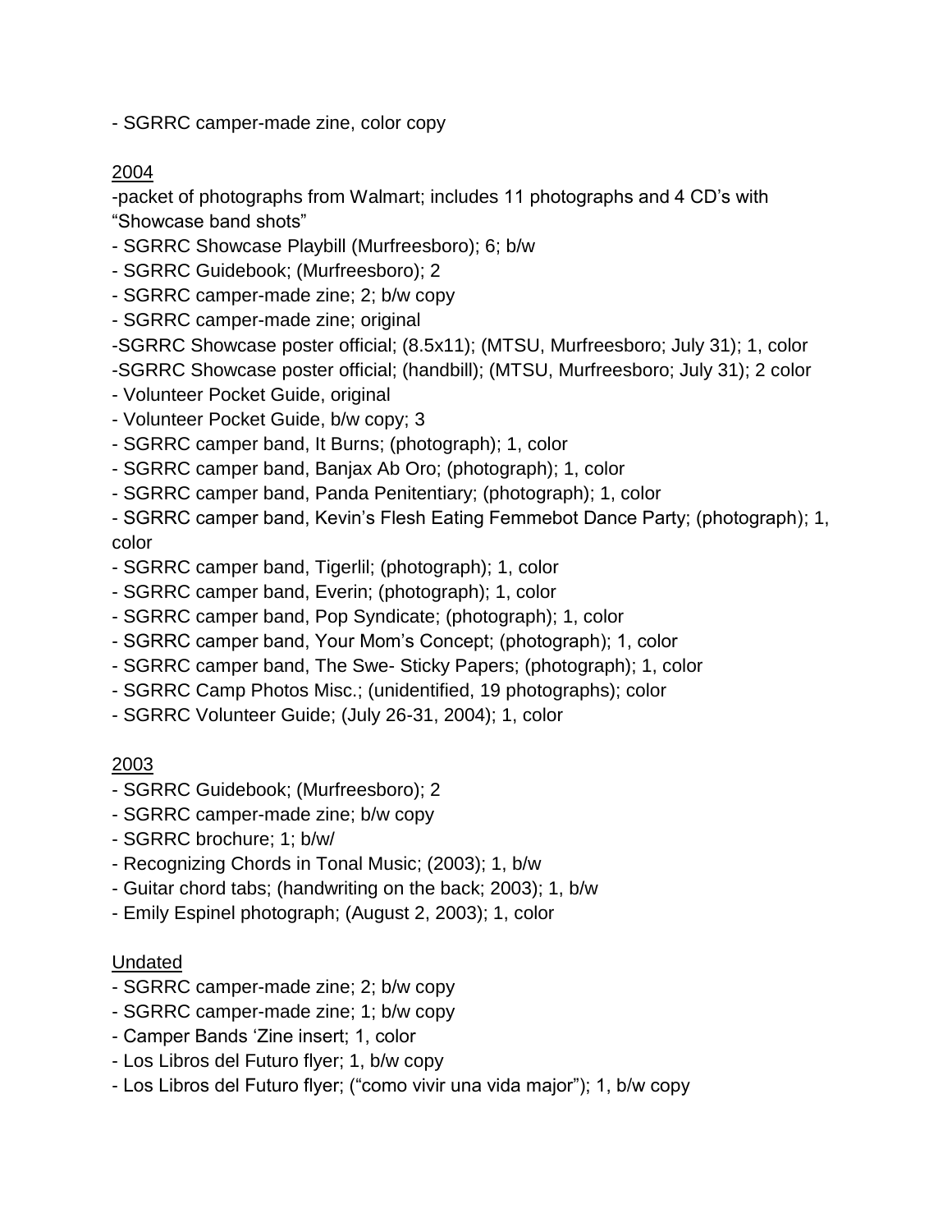- SGRRC camper-made zine, color copy

2004

-packet of photographs from Walmart; includes 11 photographs and 4 CD's with "Showcase band shots"
- SGRRC Showcase Playbill (Murfreesboro); 6; b/w
- SGRRC Guidebook; (Murfreesboro); 2
- SGRRC camper-made zine; 2; b/w copy
- SGRRC camper-made zine; original
-SGRRC Showcase poster official; (8.5x11); (MTSU, Murfreesboro; July 31); 1, color
-SGRRC Showcase poster official; (handbill); (MTSU, Murfreesboro; July 31); 2 color
- Volunteer Pocket Guide, original
- Volunteer Pocket Guide, b/w copy; 3
- SGRRC camper band, It Burns; (photograph); 1, color
- SGRRC camper band, Banjax Ab Oro; (photograph); 1, color
- SGRRC camper band, Panda Penitentiary; (photograph); 1, color
- SGRRC camper band, Kevin's Flesh Eating Femmebot Dance Party; (photograph); 1, color
- SGRRC camper band, Tigerlil; (photograph); 1, color
- SGRRC camper band, Everin; (photograph); 1, color
- SGRRC camper band, Pop Syndicate; (photograph); 1, color
- SGRRC camper band, Your Mom's Concept; (photograph); 1, color
- SGRRC camper band, The Swe- Sticky Papers; (photograph); 1, color
- SGRRC Camp Photos Misc.; (unidentified, 19 photographs); color
- SGRRC Volunteer Guide; (July 26-31, 2004); 1, color

2003

- SGRRC Guidebook; (Murfreesboro); 2
- SGRRC camper-made zine; b/w copy
- SGRRC brochure; 1; b/w/
- Recognizing Chords in Tonal Music; (2003); 1, b/w
- Guitar chord tabs; (handwriting on the back; 2003); 1, b/w
- Emily Espinel photograph; (August 2, 2003); 1, color

Undated

- SGRRC camper-made zine; 2; b/w copy
- SGRRC camper-made zine; 1; b/w copy
- Camper Bands 'Zine insert; 1, color
- Los Libros del Futuro flyer; 1, b/w copy
- Los Libros del Futuro flyer; ("como vivir una vida major"); 1, b/w copy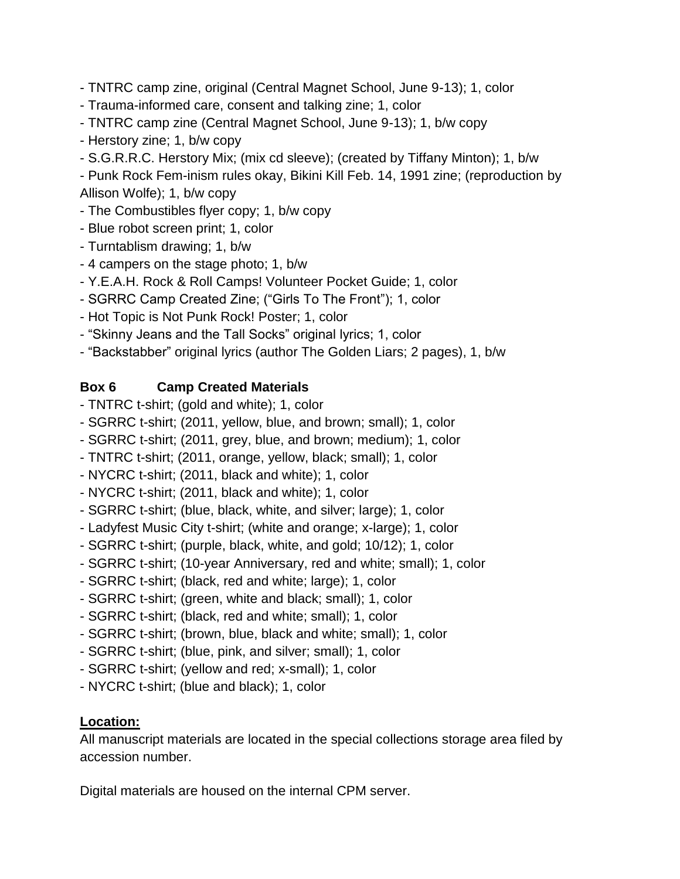- TNTRC camp zine, original (Central Magnet School, June 9-13); 1, color
- Trauma-informed care, consent and talking zine; 1, color
- TNTRC camp zine (Central Magnet School, June 9-13); 1, b/w copy
- Herstory zine; 1, b/w copy
- S.G.R.R.C. Herstory Mix; (mix cd sleeve); (created by Tiffany Minton); 1, b/w
- Punk Rock Fem-inism rules okay, Bikini Kill Feb. 14, 1991 zine; (reproduction by Allison Wolfe); 1, b/w copy
- The Combustibles flyer copy; 1, b/w copy
- Blue robot screen print; 1, color
- Turntablism drawing; 1, b/w
- 4 campers on the stage photo; 1, b/w
- Y.E.A.H. Rock & Roll Camps! Volunteer Pocket Guide; 1, color
- SGRRC Camp Created Zine; ("Girls To The Front"); 1, color
- Hot Topic is Not Punk Rock! Poster; 1, color
- "Skinny Jeans and the Tall Socks" original lyrics; 1, color
- "Backstabber" original lyrics (author The Golden Liars; 2 pages), 1, b/w

**Box 6 Camp Created Materials**

- TNTRC t-shirt; (gold and white); 1, color
- SGRRC t-shirt; (2011, yellow, blue, and brown; small); 1, color
- SGRRC t-shirt; (2011, grey, blue, and brown; medium); 1, color
- TNTRC t-shirt; (2011, orange, yellow, black; small); 1, color
- NYCRC t-shirt; (2011, black and white); 1, color
- NYCRC t-shirt; (2011, black and white); 1, color
- SGRRC t-shirt; (blue, black, white, and silver; large); 1, color
- Ladyfest Music City t-shirt; (white and orange; x-large); 1, color
- SGRRC t-shirt; (purple, black, white, and gold; 10/12); 1, color
- SGRRC t-shirt; (10-year Anniversary, red and white; small); 1, color
- SGRRC t-shirt; (black, red and white; large); 1, color
- SGRRC t-shirt; (green, white and black; small); 1, color
- SGRRC t-shirt; (black, red and white; small); 1, color
- SGRRC t-shirt; (brown, blue, black and white; small); 1, color
- SGRRC t-shirt; (blue, pink, and silver; small); 1, color
- SGRRC t-shirt; (yellow and red; x-small); 1, color
- NYCRC t-shirt; (blue and black); 1, color

**Location:**

All manuscript materials are located in the special collections storage area filed by accession number.

Digital materials are housed on the internal CPM server.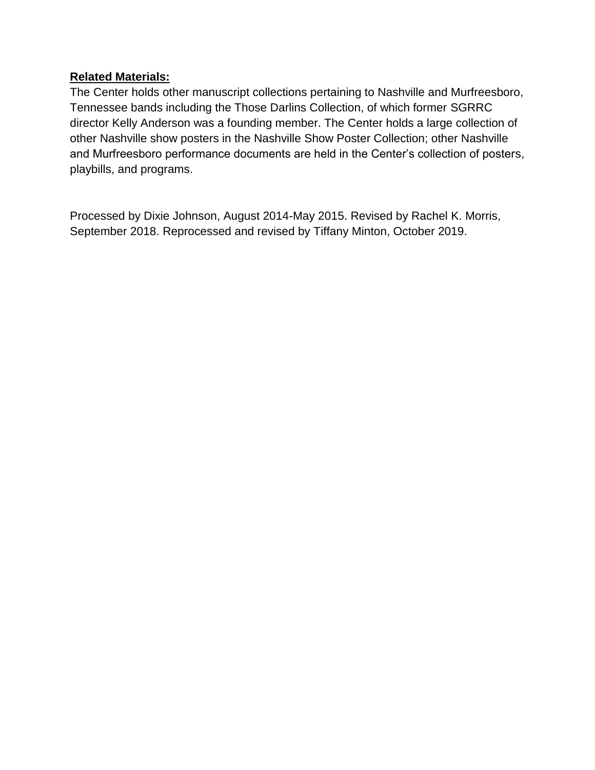**Related Materials:**

The Center holds other manuscript collections pertaining to Nashville and Murfreesboro, Tennessee bands including the Those Darlins Collection, of which former SGRRC director Kelly Anderson was a founding member. The Center holds a large collection of other Nashville show posters in the Nashville Show Poster Collection; other Nashville and Murfreesboro performance documents are held in the Center's collection of posters, playbills, and programs.

Processed by Dixie Johnson, August 2014-May 2015. Revised by Rachel K. Morris, September 2018. Reprocessed and revised by Tiffany Minton, October 2019.